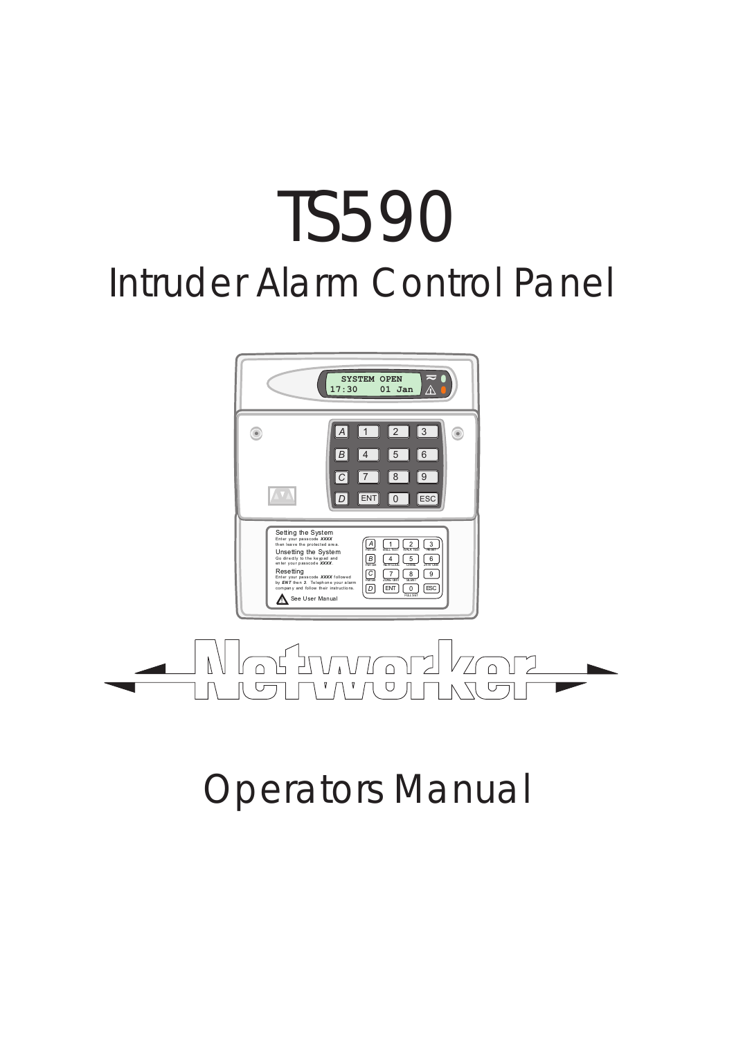# TS590

## Intruder Alarm Control Panel

Networker

# Operators Manual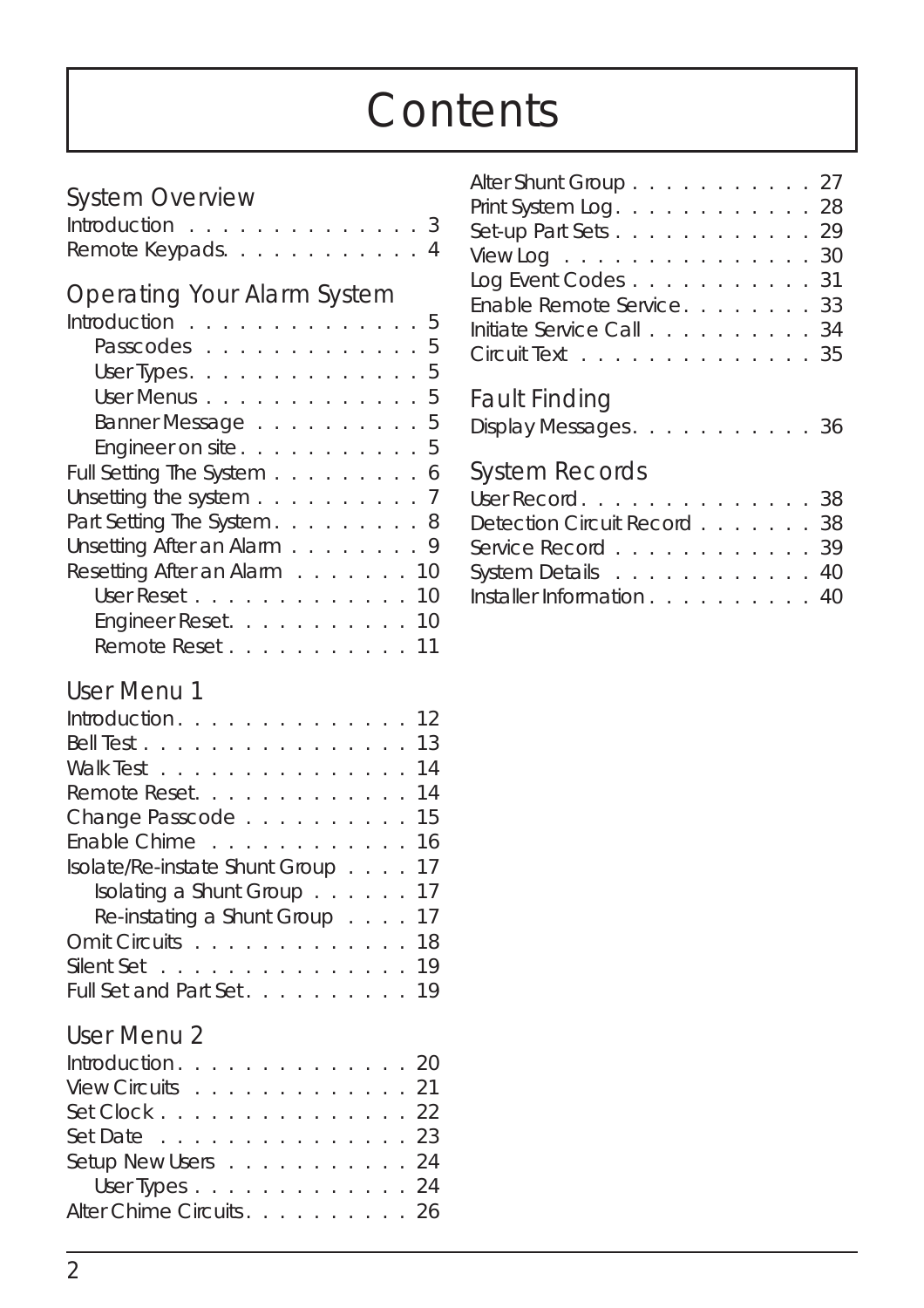# Contents

## System Overview

Introduction . . . . . . . . . . . . . . 3
Remote Keypads. . . . . . . . . . . . 4

## Operating Your Alarm System

Introduction . . . . . . . . . . . . . . 5
- Passcodes . . . . . . . . . . . . . 5
- User Types. . . . . . . . . . . . . . 5
- User Menus . . . . . . . . . . . . . 5
- Banner Message . . . . . . . . . . 5
- Engineer on site . . . . . . . . . . . 5

Full Setting The System . . . . . . . . . 6
Unsetting the system . . . . . . . . . . 7
Part Setting The System. . . . . . . . . 8
Unsetting After an Alarm . . . . . . . . 9
Resetting After an Alarm . . . . . . . 10
- User Reset . . . . . . . . . . . . . 10
- Engineer Reset. . . . . . . . . . . 10
- Remote Reset . . . . . . . . . . . 11

## User Menu 1

Introduction. . . . . . . . . . . . . . 12
Bell Test . . . . . . . . . . . . . . . . 13
Walk Test . . . . . . . . . . . . . . . 14
Remote Reset. . . . . . . . . . . . . 14
Change Passcode . . . . . . . . . . 15
Enable Chime . . . . . . . . . . . . 16
Isolate/Re-instate Shunt Group . . . . 17
- Isolating a Shunt Group . . . . . . 17
- Re-instating a Shunt Group . . . . 17

Omit Circuits . . . . . . . . . . . . . 18
Silent Set . . . . . . . . . . . . . . . 19
Full Set and Part Set. . . . . . . . . . 19

## User Menu 2

Introduction. . . . . . . . . . . . . . 20
View Circuits . . . . . . . . . . . . . 21
Set Clock . . . . . . . . . . . . . . . 22
Set Date . . . . . . . . . . . . . . . 23
Setup New Users . . . . . . . . . . . 24
- User Types . . . . . . . . . . . . . 24

Alter Chime Circuits. . . . . . . . . . 26
Alter Shunt Group . . . . . . . . . . . 27
Print System Log. . . . . . . . . . . . 28
Set-up Part Sets . . . . . . . . . . . . 29
View Log . . . . . . . . . . . . . . . 30
Log Event Codes . . . . . . . . . . . 31
Enable Remote Service. . . . . . . . . 33
Initiate Service Call . . . . . . . . . . 34
Circuit Text . . . . . . . . . . . . . . 35

## Fault Finding

Display Messages. . . . . . . . . . . 36

## System Records

User Record. . . . . . . . . . . . . . 38
Detection Circuit Record . . . . . . . 38
Service Record . . . . . . . . . . . . 39
System Details . . . . . . . . . . . . 40
Installer Information . . . . . . . . . . 40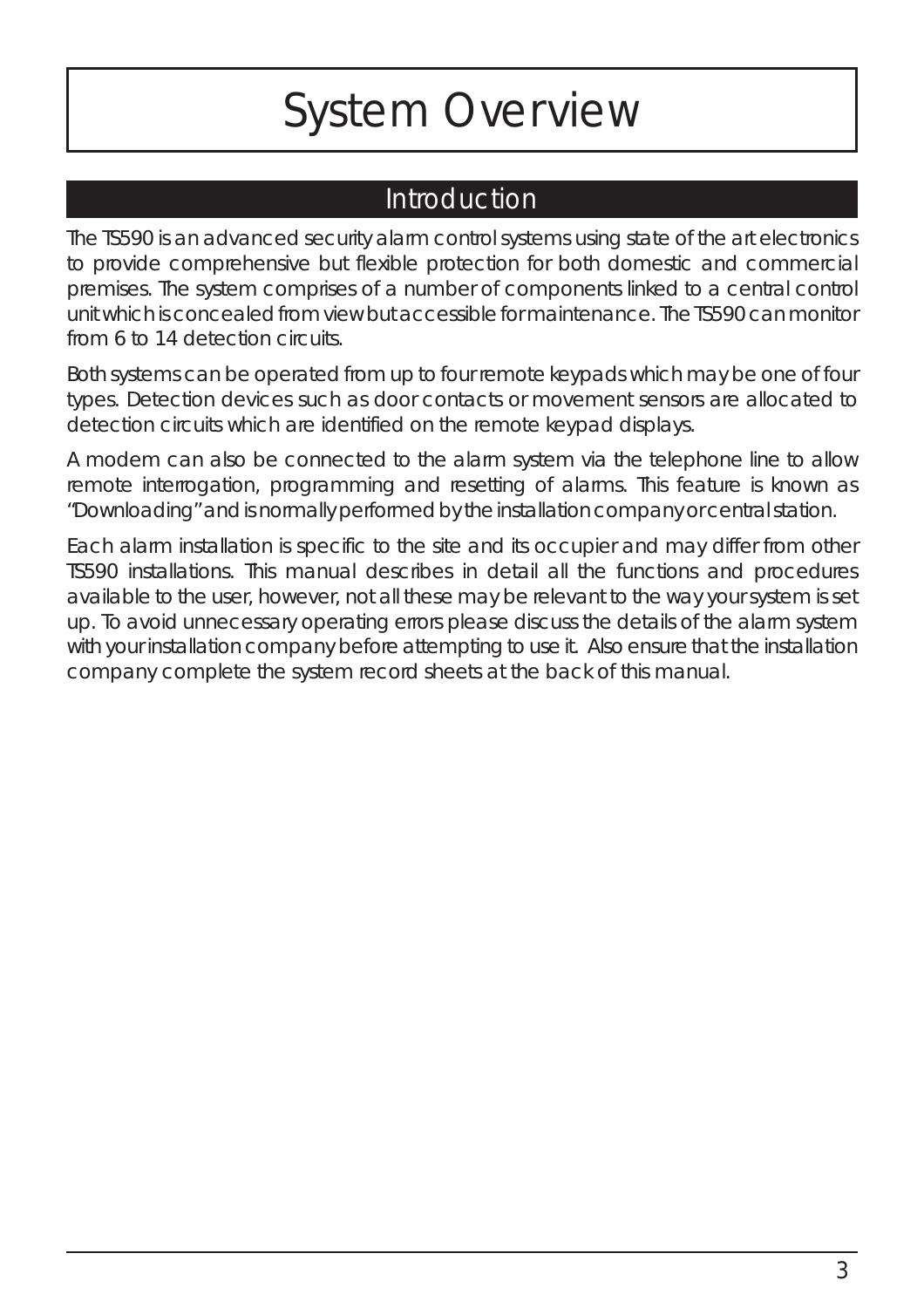# System Overview

## Introduction

The TS590 is an advanced security alarm control systems using state of the art electronics to provide comprehensive but flexible protection for both domestic and commercial premises. The system comprises of a number of components linked to a central control unit which is concealed from view but accessible for maintenance. The TS590 can monitor from 6 to 14 detection circuits.

Both systems can be operated from up to four remote keypads which may be one of four types. Detection devices such as door contacts or movement sensors are allocated to detection circuits which are identified on the remote keypad displays.

A modem can also be connected to the alarm system via the telephone line to allow remote interrogation, programming and resetting of alarms. This feature is known as "Downloading" and is normally performed by the installation company or central station.

Each alarm installation is specific to the site and its occupier and may differ from other TS590 installations. This manual describes in detail all the functions and procedures available to the user, however, not all these may be relevant to the way your system is set up. To avoid unnecessary operating errors please discuss the details of the alarm system with your installation company before attempting to use it. Also ensure that the installation company complete the system record sheets at the back of this manual.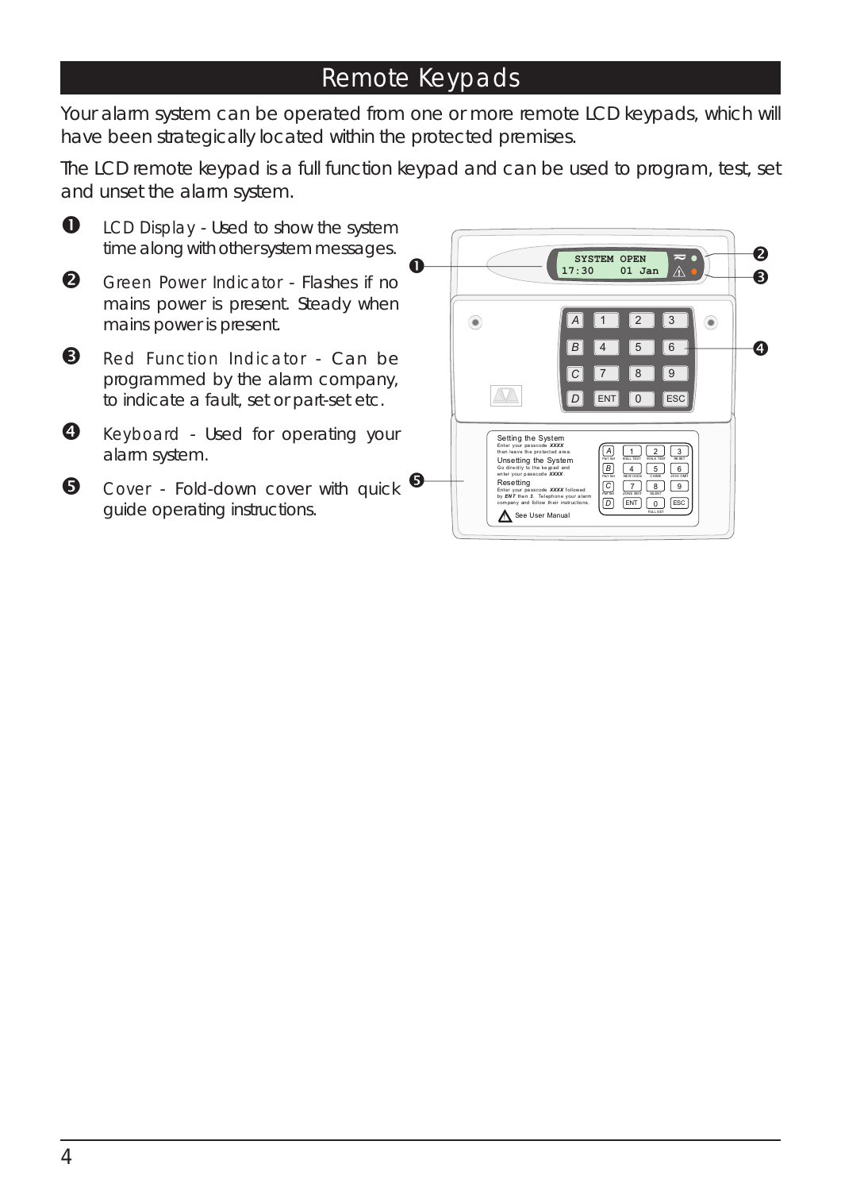# Remote Keypads

Your alarm system can be operated from one or more remote LCD keypads, which will have been strategically located within the protected premises.

The LCD remote keypad is a full function keypad and can be used to program, test, set and unset the alarm system.

❶ LCD Display - Used to show the system time along with other system messages.

❷ Green Power Indicator - Flashes if no mains power is present. Steady when mains power is present.

❸ Red Function Indicator - Can be programmed by the alarm company, to indicate a fault, set or part-set etc.

❹ Keyboard - Used for operating your alarm system.

❺ Cover - Fold-down cover with quick guide operating instructions.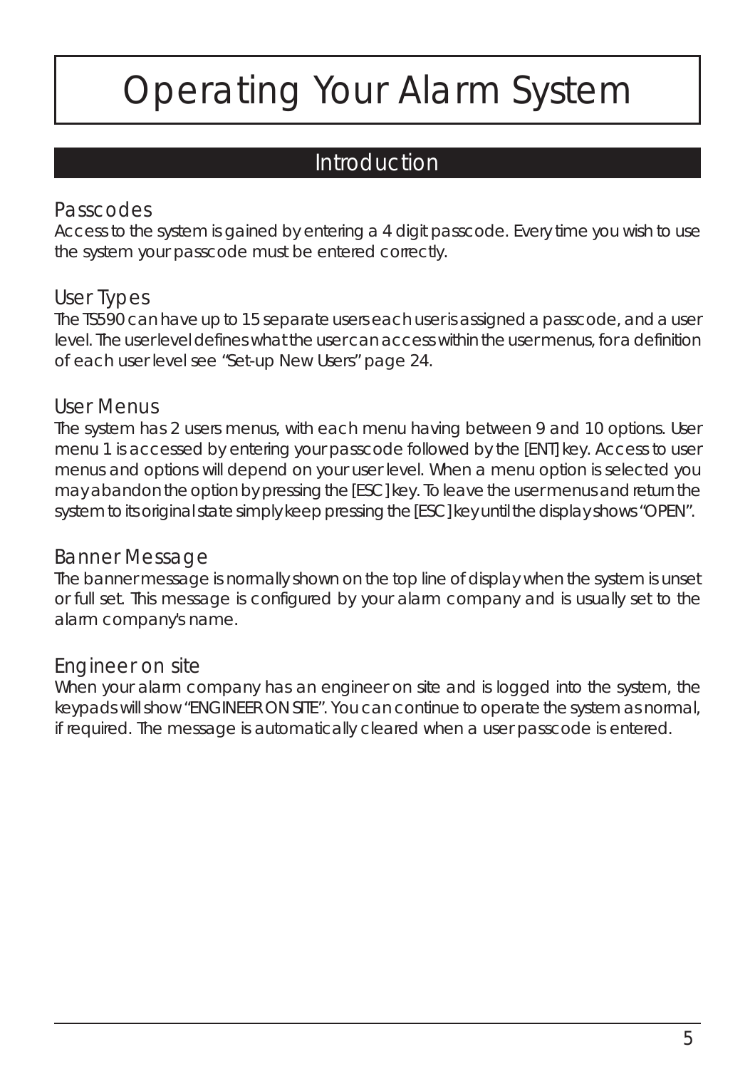# Operating Your Alarm System

## Introduction

### Passcodes

Access to the system is gained by entering a 4 digit passcode. Every time you wish to use the system your passcode must be entered correctly.

### User Types

The TS590 can have up to 15 separate users each user is assigned a passcode, and a user level. The user level defines what the user can access within the user menus, for a definition of each user level see "Set-up New Users" page 24.

### User Menus

The system has 2 users menus, with each menu having between 9 and 10 options. User menu 1 is accessed by entering your passcode followed by the [ENT] key. Access to user menus and options will depend on your user level. When a menu option is selected you may abandon the option by pressing the [ESC] key. To leave the user menus and return the system to its original state simply keep pressing the [ESC] key until the display shows "OPEN".

### Banner Message

The banner message is normally shown on the top line of display when the system is unset or full set. This message is configured by your alarm company and is usually set to the alarm company's name.

### Engineer on site

When your alarm company has an engineer on site and is logged into the system, the keypads will show "ENGINEER ON SITE". You can continue to operate the system as normal, if required. The message is automatically cleared when a user passcode is entered.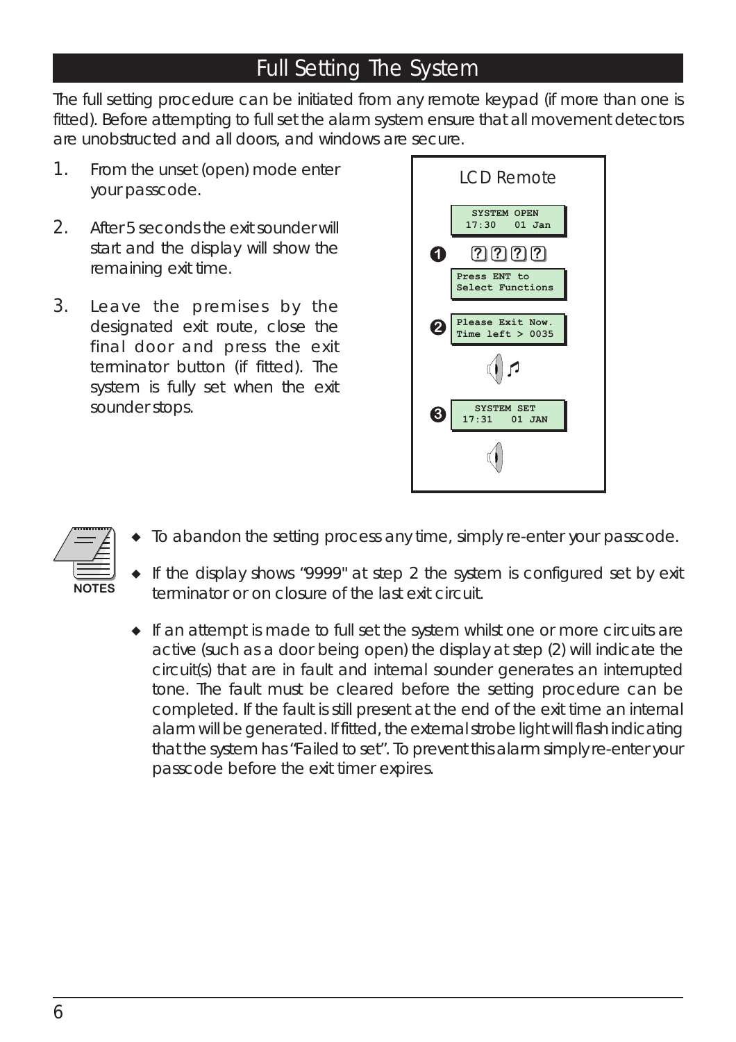# Full Setting The System

The full setting procedure can be initiated from any remote keypad (if more than one is fitted). Before attempting to full set the alarm system ensure that all movement detectors are unobstructed and all doors, and windows are secure.

1. From the unset (open) mode enter your passcode.
2. After 5 seconds the exit sounder will start and the display will show the remaining exit time.
3. Leave the premises by the designated exit route, close the final door and press the exit terminator button (if fitted). The system is fully set when the exit sounder stops.

**LCD Remote**

```
SYSTEM OPEN
17:30   01 Jan
```

❶ ? ? ? ?

```
Press ENT to
Select Functions
```

❷

```
Please Exit Now.
Time left > 0035
```

❸

```
SYSTEM SET
17:31   01 JAN
```

**NOTES**

- To abandon the setting process any time, simply re-enter your passcode.
- If the display shows "9999" at step 2 the system is configured set by exit terminator or on closure of the last exit circuit.
- If an attempt is made to full set the system whilst one or more circuits are active (such as a door being open) the display at step (2) will indicate the circuit(s) that are in fault and internal sounder generates an interrupted tone. The fault must be cleared before the setting procedure can be completed. If the fault is still present at the end of the exit time an internal alarm will be generated. If fitted, the external strobe light will flash indicating that the system has "Failed to set". To prevent this alarm simply re-enter your passcode before the exit timer expires.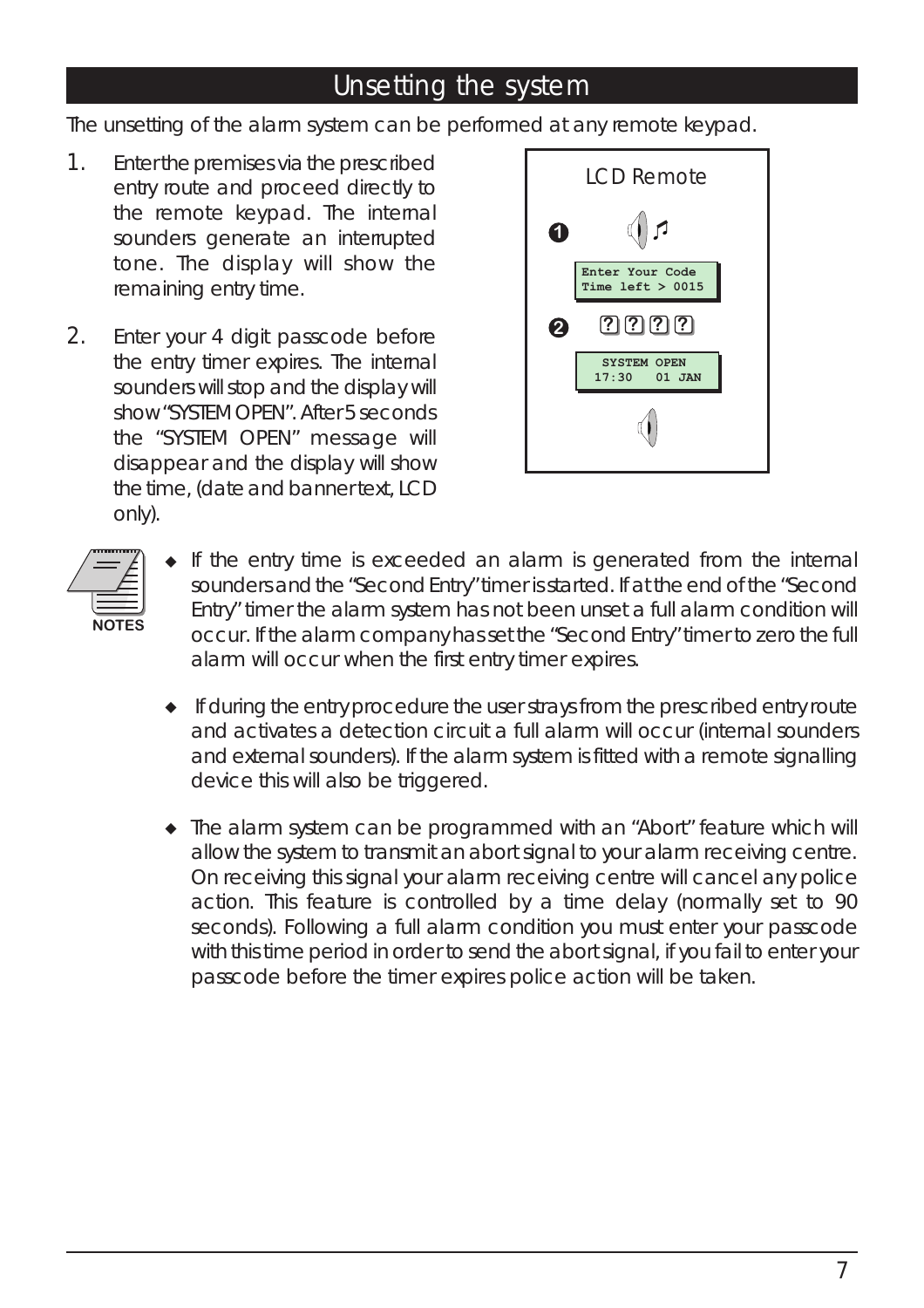# Unsetting the system

The unsetting of the alarm system can be performed at any remote keypad.

1. Enter the premises via the prescribed entry route and proceed directly to the remote keypad. The internal sounders generate an interrupted tone. The display will show the remaining entry time.

2. Enter your 4 digit passcode before the entry timer expires. The internal sounders will stop and the display will show "SYSTEM OPEN". After 5 seconds the "SYSTEM OPEN" message will disappear and the display will show the time, (date and banner text, LCD only).

LCD Remote

❶

```
Enter Your Code
Time left > 0015
```

❷ ? ? ? ?

```
SYSTEM OPEN
17:30   01 JAN
```

NOTES

- If the entry time is exceeded an alarm is generated from the internal sounders and the "Second Entry" timer is started. If at the end of the "Second Entry" timer the alarm system has not been unset a full alarm condition will occur. If the alarm company has set the "Second Entry" timer to zero the full alarm will occur when the first entry timer expires.

- If during the entry procedure the user strays from the prescribed entry route and activates a detection circuit a full alarm will occur (internal sounders and external sounders). If the alarm system is fitted with a remote signalling device this will also be triggered.

- The alarm system can be programmed with an "Abort" feature which will allow the system to transmit an abort signal to your alarm receiving centre. On receiving this signal your alarm receiving centre will cancel any police action. This feature is controlled by a time delay (normally set to 90 seconds). Following a full alarm condition you must enter your passcode with this time period in order to send the abort signal, if you fail to enter your passcode before the timer expires police action will be taken.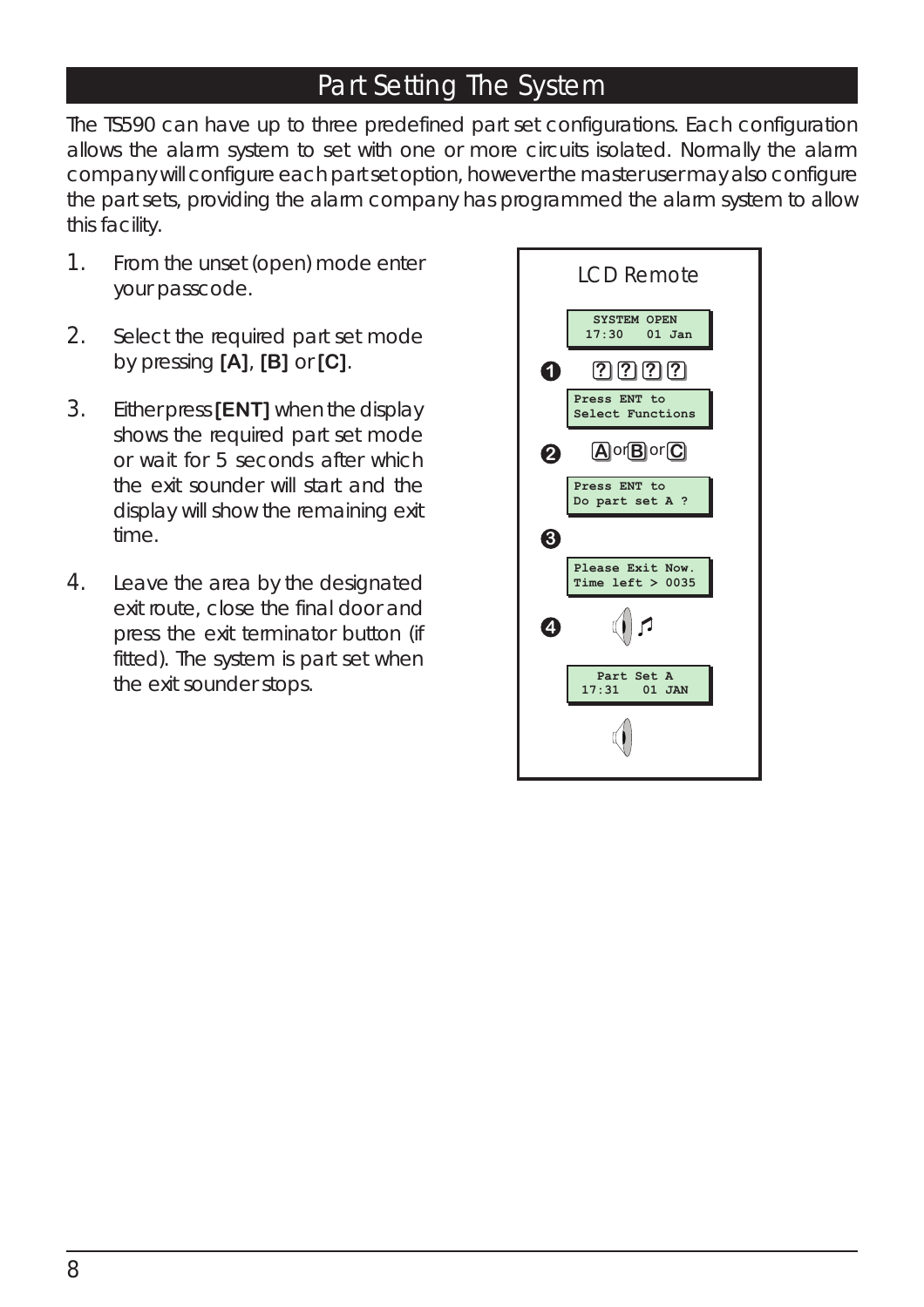# Part Setting The System

The TS590 can have up to three predefined part set configurations. Each configuration allows the alarm system to set with one or more circuits isolated. Normally the alarm company will configure each part set option, however the master user may also configure the part sets, providing the alarm company has programmed the alarm system to allow this facility.

1. From the unset (open) mode enter your passcode.
2. Select the required part set mode by pressing **[A]**, **[B]** or **[C]**.
3. Either press **[ENT]** when the display shows the required part set mode or wait for 5 seconds after which the exit sounder will start and the display will show the remaining exit time.
4. Leave the area by the designated exit route, close the final door and press the exit terminator button (if fitted). The system is part set when the exit sounder stops.

LCD Remote

```
SYSTEM OPEN
17:30   01 Jan
```

❶ ? ? ? ?

```
Press ENT to
Select Functions
```

❷ A or B or C

```
Press ENT to
Do part set A ?
```

❸

```
Please Exit Now.
Time left > 0035
```

❹

```
Part Set A
17:31   01 JAN
```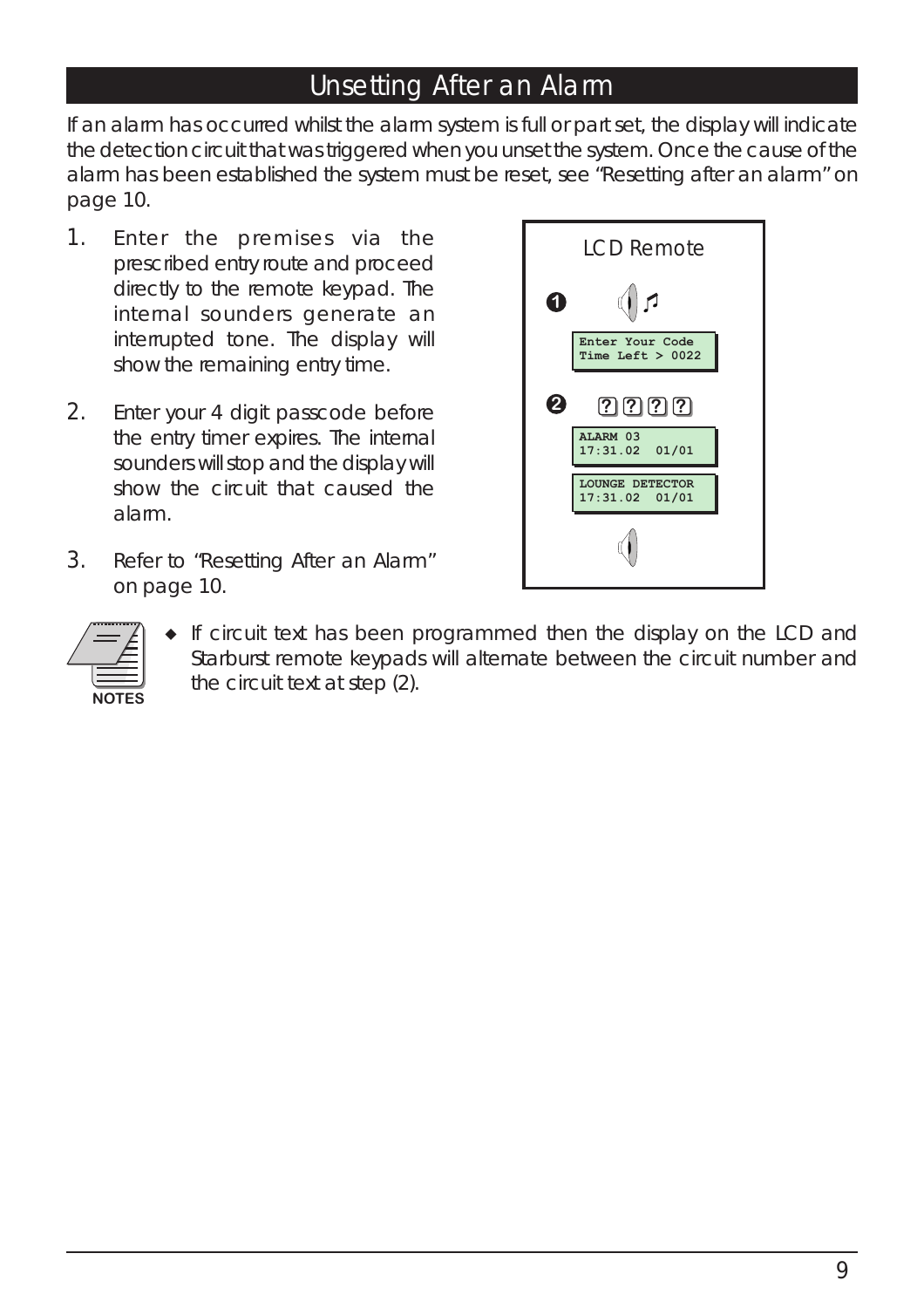# Unsetting After an Alarm

If an alarm has occurred whilst the alarm system is full or part set, the display will indicate the detection circuit that was triggered when you unset the system. Once the cause of the alarm has been established the system must be reset, see "Resetting after an alarm" on page 10.

1. Enter the premises via the prescribed entry route and proceed directly to the remote keypad. The internal sounders generate an interrupted tone. The display will show the remaining entry time.
2. Enter your 4 digit passcode before the entry timer expires. The internal sounders will stop and the display will show the circuit that caused the alarm.
3. Refer to "Resetting After an Alarm" on page 10.

LCD Remote

❶

```
Enter Your Code
Time Left > 0022
```

❷ ? ? ? ?

```
ALARM 03
17:31.02  01/01
```

```
LOUNGE DETECTOR
17:31.02  01/01
```

NOTES

- If circuit text has been programmed then the display on the LCD and Starburst remote keypads will alternate between the circuit number and the circuit text at step (2).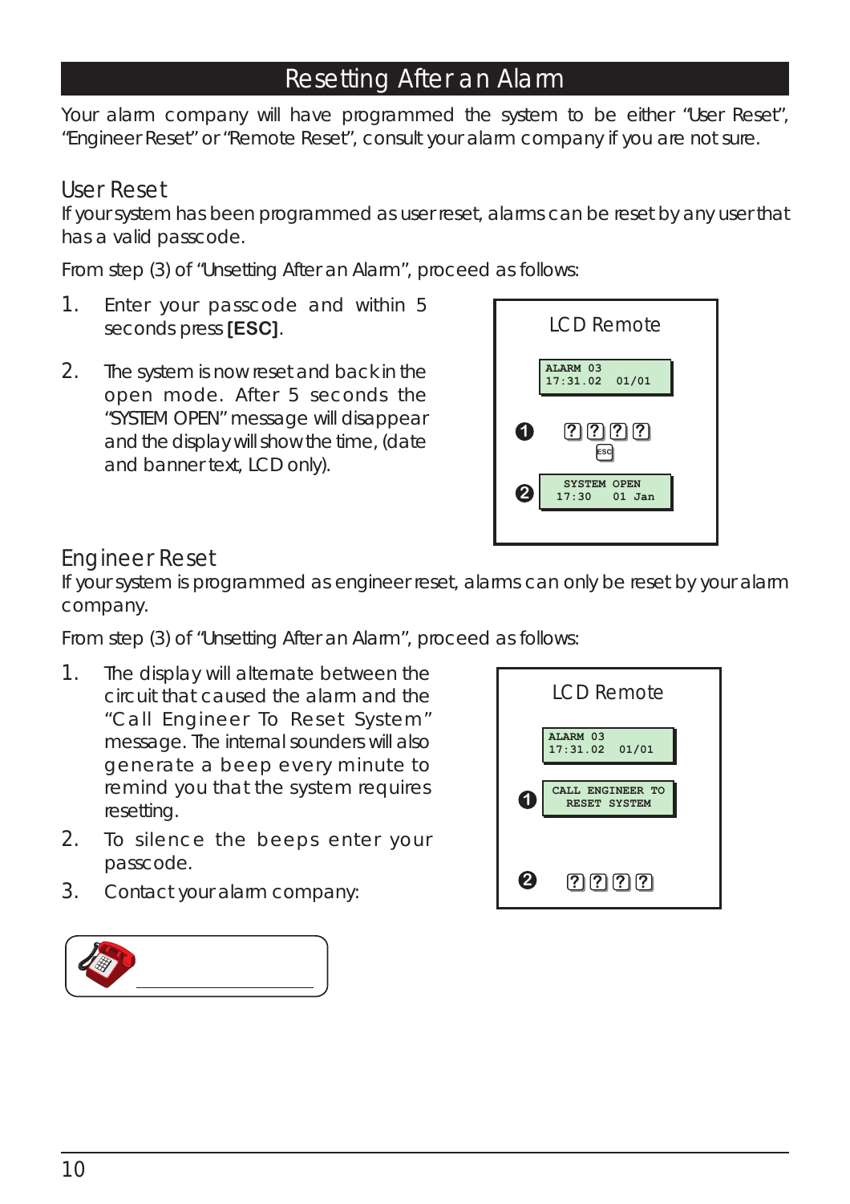# Resetting After an Alarm

Your alarm company will have programmed the system to be either "User Reset", "Engineer Reset" or "Remote Reset", consult your alarm company if you are not sure.

## User Reset

If your system has been programmed as user reset, alarms can be reset by any user that has a valid passcode.

From step (3) of "Unsetting After an Alarm", proceed as follows:

1. Enter your passcode and within 5 seconds press **[ESC]**.
2. The system is now reset and back in the open mode. After 5 seconds the "SYSTEM OPEN" message will disappear and the display will show the time, (date and banner text, LCD only).

LCD Remote

```
ALARM 03
17:31.02   01/01
```

❶ ? ? ? ? ESC

❷
```
SYSTEM OPEN
17:30   01 Jan
```

## Engineer Reset

If your system is programmed as engineer reset, alarms can only be reset by your alarm company.

From step (3) of "Unsetting After an Alarm", proceed as follows:

1. The display will alternate between the circuit that caused the alarm and the "Call Engineer To Reset System" message. The internal sounders will also generate a beep every minute to remind you that the system requires resetting.
2. To silence the beeps enter your passcode.
3. Contact your alarm company:

LCD Remote

```
ALARM 03
17:31.02   01/01
```

❶
```
CALL ENGINEER TO
RESET SYSTEM
```

❷ ? ? ? ?

☎ ____________________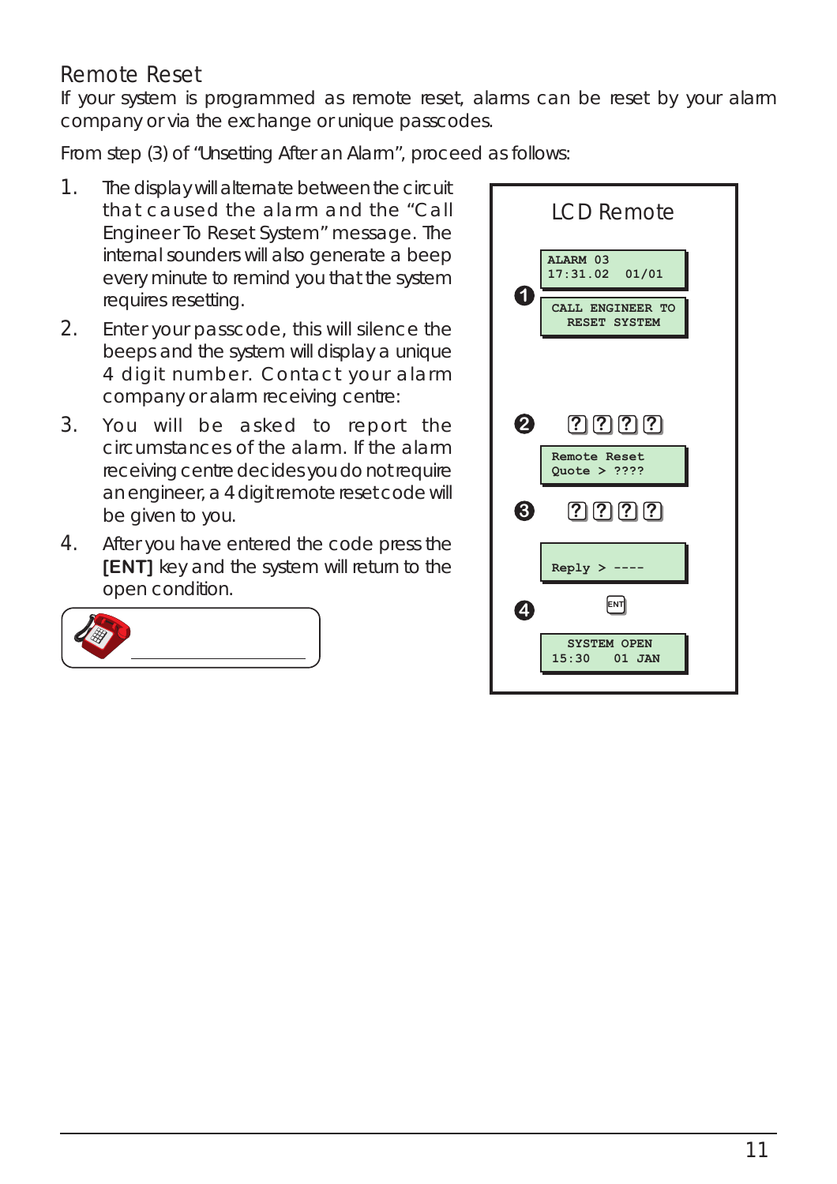## Remote Reset

If your system is programmed as remote reset, alarms can be reset by your alarm company or via the exchange or unique passcodes.

From step (3) of "Unsetting After an Alarm", proceed as follows:

1. The display will alternate between the circuit that caused the alarm and the "Call Engineer To Reset System" message. The internal sounders will also generate a beep every minute to remind you that the system requires resetting.
2. Enter your passcode, this will silence the beeps and the system will display a unique 4 digit number. Contact your alarm company or alarm receiving centre:
3. You will be asked to report the circumstances of the alarm. If the alarm receiving centre decides you do not require an engineer, a 4 digit remote reset code will be given to you.
4. After you have entered the code press the **[ENT]** key and the system will return to the open condition.

______________________

**LCD Remote**

1.
```
ALARM 03
17:31.02   01/01
```
```
CALL ENGINEER TO
 RESET SYSTEM
```

2. ? ? ? ?
```
Remote Reset
Quote > ????
```

3. ? ? ? ?
```

Reply > ----
```

4. ENT
```
 SYSTEM OPEN
15:30   01 JAN
```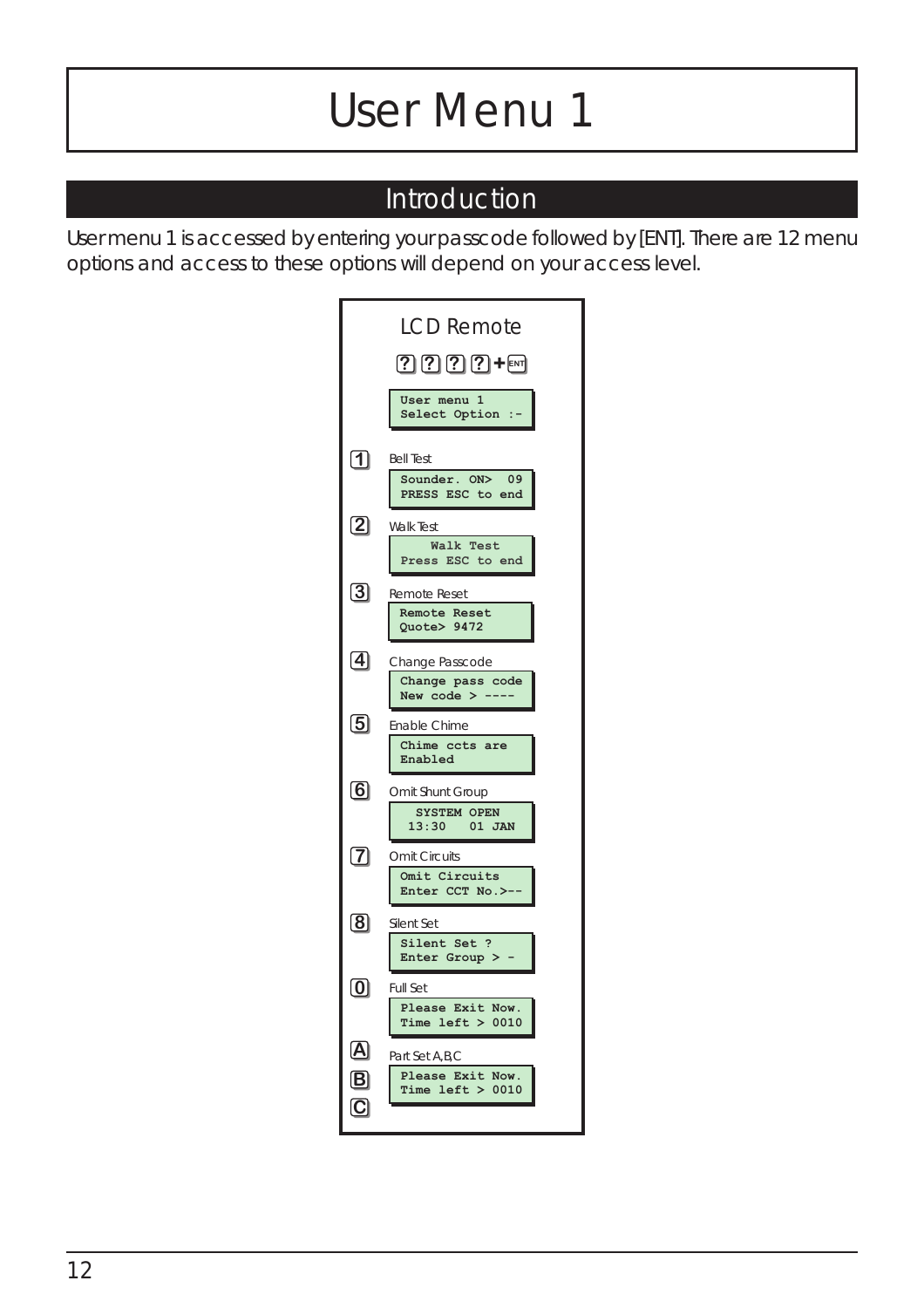# User Menu 1

## Introduction

User menu 1 is accessed by entering your passcode followed by [ENT]. There are 12 menu options and access to these options will depend on your access level.

**LCD Remote**

? ? ? ? + ENT

```
User menu 1
Select Option :-
```

**1** Bell Test

```
Sounder. ON>  09
PRESS ESC to end
```

**2** Walk Test

```
    Walk Test
Press ESC to end
```

**3** Remote Reset

```
Remote Reset
Quote> 9472
```

**4** Change Passcode

```
Change pass code
New code > ----
```

**5** Enable Chime

```
Chime ccts are
Enabled
```

**6** Omit Shunt Group

```
  SYSTEM OPEN
 13:30   01 JAN
```

**7** Omit Circuits

```
Omit Circuits
Enter CCT No.>--
```

**8** Silent Set

```
Silent Set ?
Enter Group > -
```

**0** Full Set

```
Please Exit Now.
Time left > 0010
```

**A** **B** **C** Part Set A,B,C

```
Please Exit Now.
Time left > 0010
```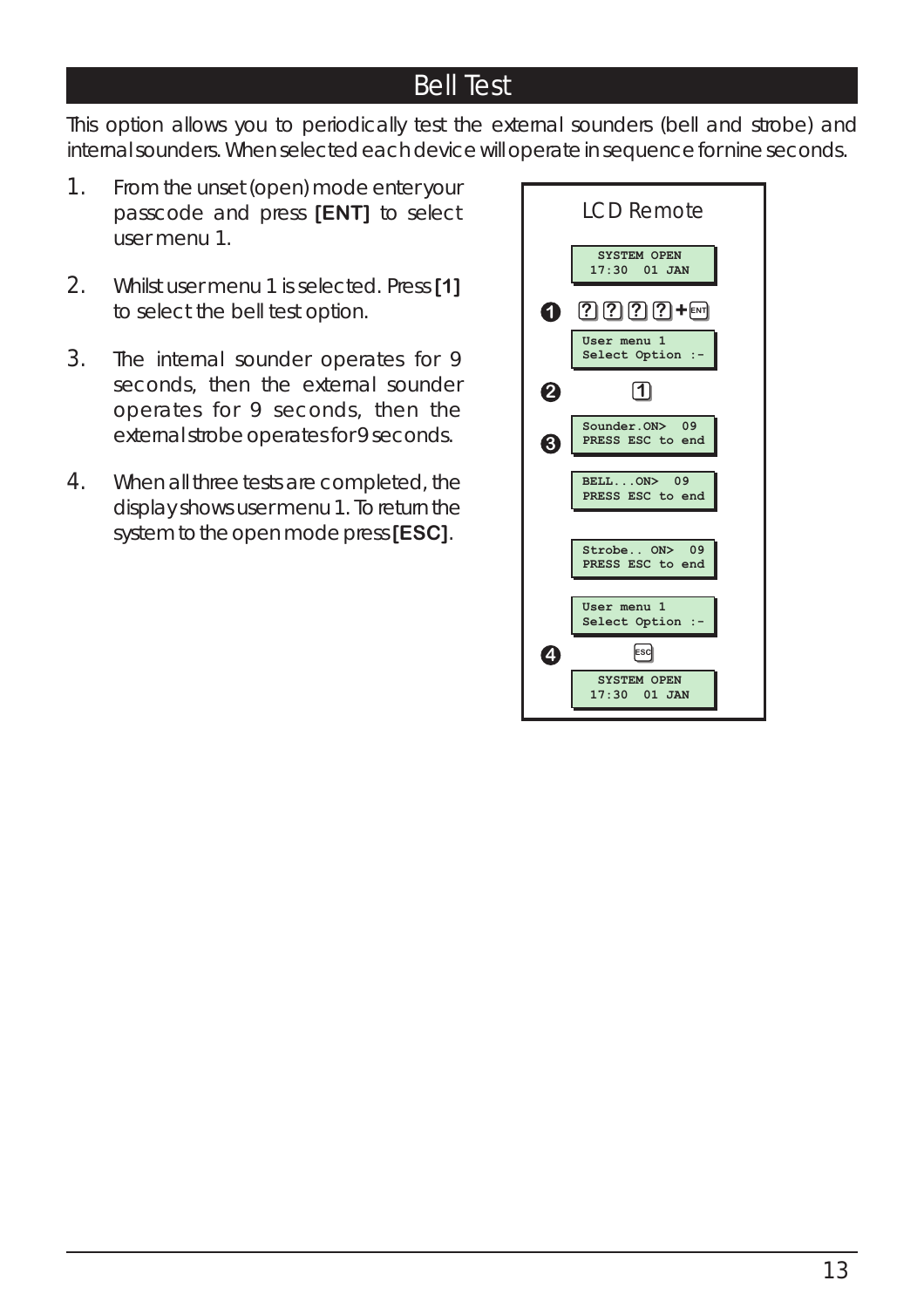# Bell Test

This option allows you to periodically test the external sounders (bell and strobe) and internal sounders. When selected each device will operate in sequence fornine seconds.

1. From the unset (open) mode enter your passcode and press **[ENT]** to select user menu 1.
2. Whilst user menu 1 is selected. Press **[1]** to select the bell test option.
3. The internal sounder operates for 9 seconds, then the external sounder operates for 9 seconds, then the external strobe operates for 9 seconds.
4. When all three tests are completed, the display shows user menu 1. To return the system to the open mode press **[ESC]**.

**LCD Remote**

```
SYSTEM OPEN
17:30  01 JAN
```

❶ [?] [?] [?] [?] + [ENT]

```
User menu 1
Select Option :-
```

❷ [1]

❸

```
Sounder.ON>  09
PRESS ESC to end
```

```
BELL...ON>  09
PRESS ESC to end
```

```
Strobe.. ON>  09
PRESS ESC to end
```

```
User menu 1
Select Option :-
```

❹ [ESC]

```
SYSTEM OPEN
17:30  01 JAN
```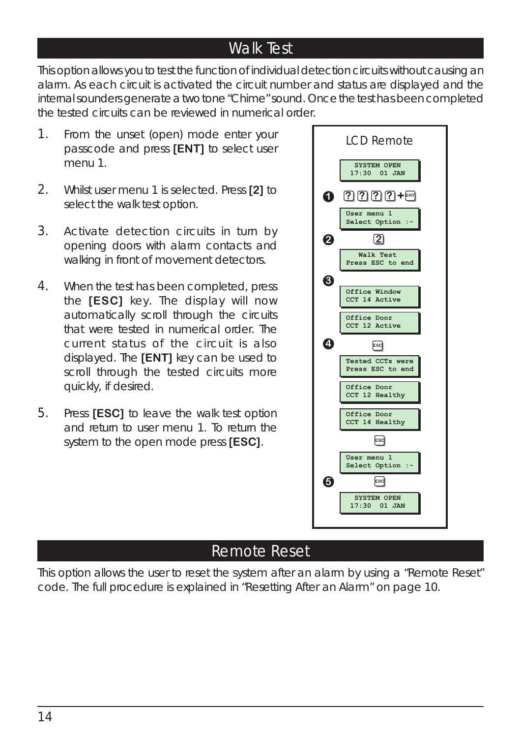# Walk Test

This option allows you to test the function of individual detection circuits without causing an alarm. As each circuit is activated the circuit number and status are displayed and the internal sounders generate a two tone "Chime" sound. Once the test has been completed the tested circuits can be reviewed in numerical order.

1. From the unset (open) mode enter your passcode and press **[ENT]** to select user menu 1.
2. Whilst user menu 1 is selected. Press **[2]** to select the walk test option.
3. Activate detection circuits in turn by opening doors with alarm contacts and walking in front of movement detectors.
4. When the test has been completed, press the **[ESC]** key. The display will now automatically scroll through the circuits that were tested in numerical order. The current status of the circuit is also displayed. The **[ENT]** key can be used to scroll through the tested circuits more quickly, if desired.
5. Press **[ESC]** to leave the walk test option and return to user menu 1. To return the system to the open mode press **[ESC]**.

LCD Remote

```
SYSTEM OPEN
17:30  01 JAN
```

1. ? ? ? ? + ENT

```
User menu 1
Select Option :-
```

2. 2

```
Walk Test
Press ESC to end
```

3.

```
Office Window
CCT 14 Active
```

```
Office Door
CCT 12 Active
```

4. ESC

```
Tested CCTs were
Press ESC to end
```

```
Office Door
CCT 12 Healthy
```

```
Office Door
CCT 14 Healthy
```

ESC

```
User menu 1
Select Option :-
```

5. ESC

```
SYSTEM OPEN
17:30  01 JAN
```

# Remote Reset

This option allows the user to reset the system after an alarm by using a "Remote Reset" code. The full procedure is explained in "Resetting After an Alarm" on page 10.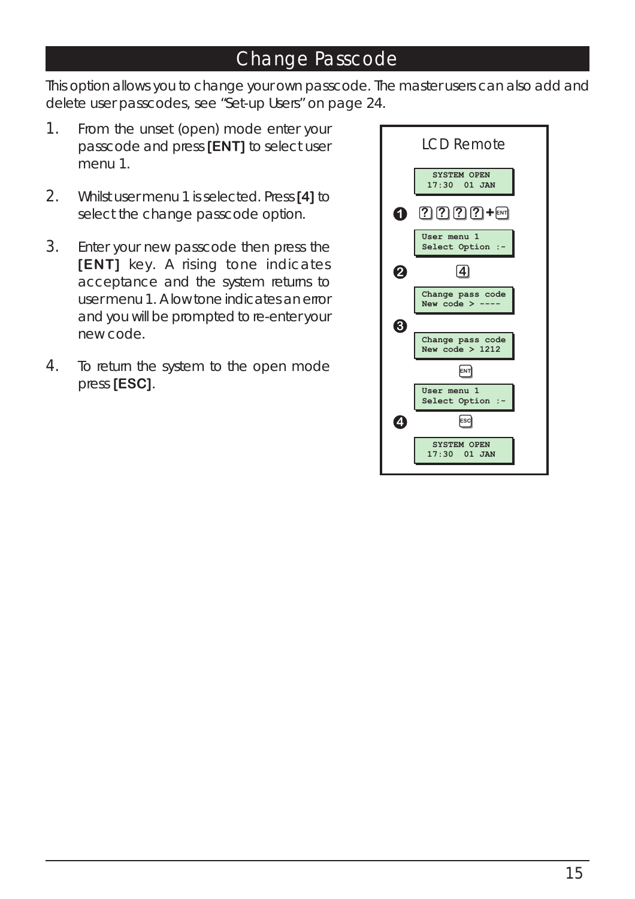# Change Passcode

This option allows you to change your own passcode. The master users can also add and delete user passcodes, see "Set-up Users" on page 24.

1. From the unset (open) mode enter your passcode and press **[ENT]** to select user menu 1.
2. Whilst user menu 1 is selected. Press **[4]** to select the change passcode option.
3. Enter your new passcode then press the **[ENT]** key. A rising tone indicates acceptance and the system returns to user menu 1. A low tone indicates an error and you will be prompted to re-enter your new code.
4. To return the system to the open mode press **[ESC]**.

LCD Remote

```
SYSTEM OPEN
17:30  01 JAN
```

❶ ? ? ? ? + ENT

```
User menu 1
Select Option :-
```

❷ 4

```
Change pass code
New code > ----
```

❸

```
Change pass code
New code > 1212
```

ENT

```
User menu 1
Select Option :-
```

❹ ESC

```
SYSTEM OPEN
17:30  01 JAN
```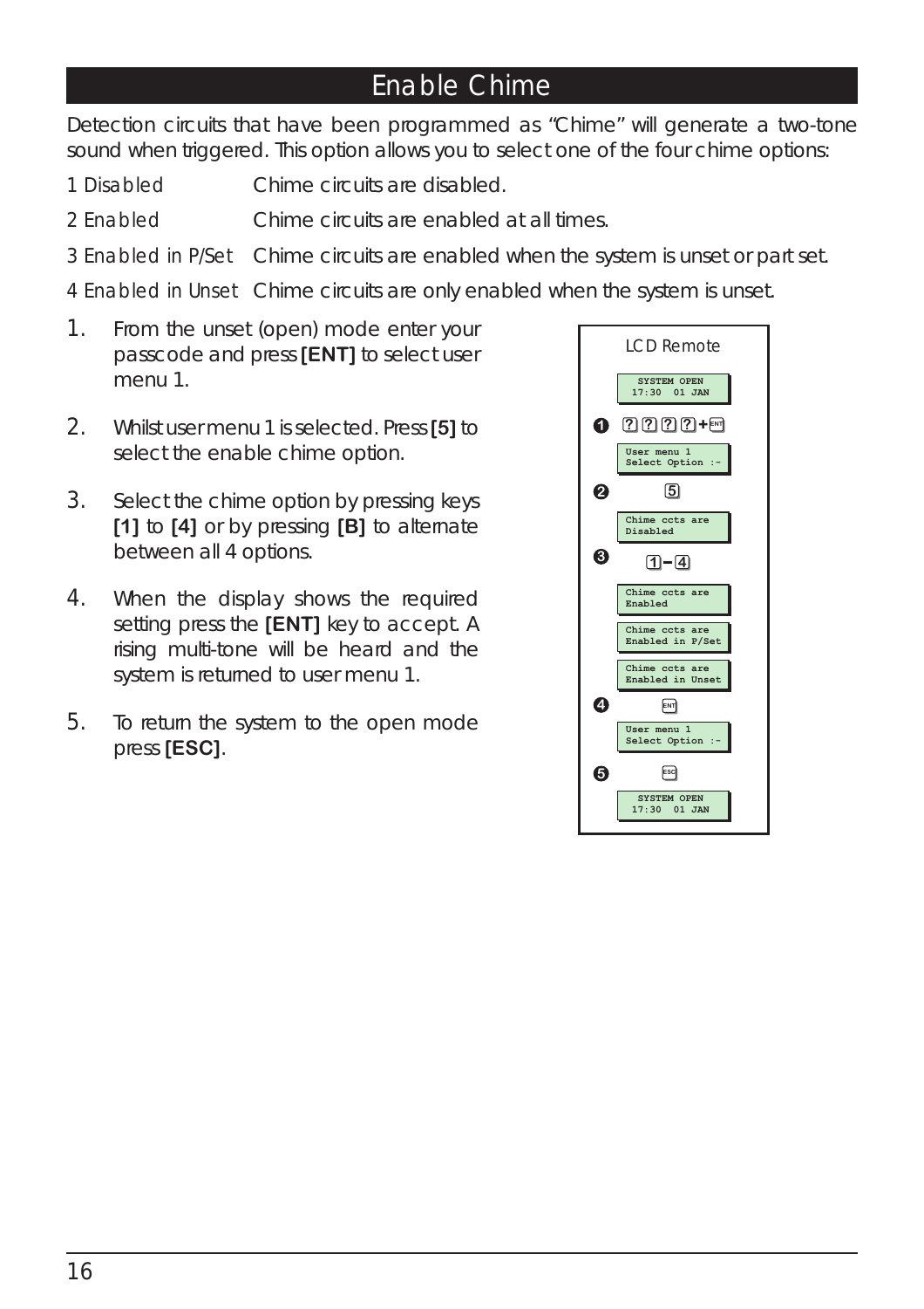# Enable Chime

Detection circuits that have been programmed as "Chime" will generate a two-tone sound when triggered. This option allows you to select one of the four chime options:

| | |
|---|---|
| 1 Disabled | Chime circuits are disabled. |
| 2 Enabled | Chime circuits are enabled at all times. |
| 3 Enabled in P/Set | Chime circuits are enabled when the system is unset or part set. |
| 4 Enabled in Unset | Chime circuits are only enabled when the system is unset. |

1. From the unset (open) mode enter your passcode and press **[ENT]** to select user menu 1.

2. Whilst user menu 1 is selected. Press **[5]** to select the enable chime option.

3. Select the chime option by pressing keys **[1]** to **[4]** or by pressing **[B]** to alternate between all 4 options.

4. When the display shows the required setting press the **[ENT]** key to accept. A rising multi-tone will be heard and the system is returned to user menu 1.

5. To return the system to the open mode press **[ESC]**.

LCD Remote

```
SYSTEM OPEN
17:30  01 JAN
```

❶ ? ? ? ? + ENT

```
User menu 1
Select Option :-
```

❷ 5

```
Chime ccts are
Disabled
```

❸ 1 – 4

```
Chime ccts are
Enabled
```

```
Chime ccts are
Enabled in P/Set
```

```
Chime ccts are
Enabled in Unset
```

❹ ENT

```
User menu 1
Select Option :-
```

❺ ESC

```
SYSTEM OPEN
17:30  01 JAN
```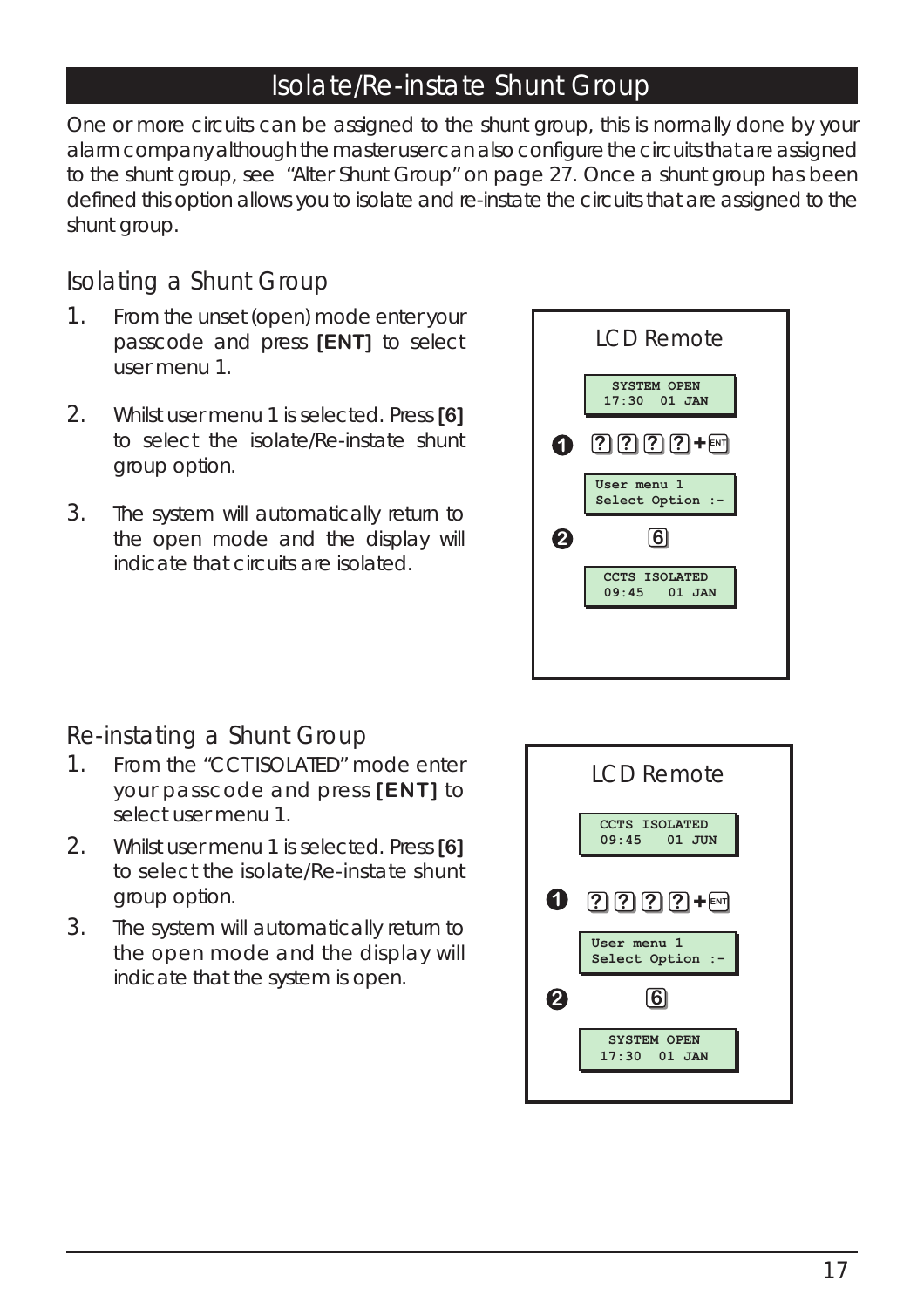# Isolate/Re-instate Shunt Group

One or more circuits can be assigned to the shunt group, this is normally done by your alarm company although the master user can also configure the circuits that are assigned to the shunt group, see "Alter Shunt Group" on page 27. Once a shunt group has been defined this option allows you to isolate and re-instate the circuits that are assigned to the shunt group.

## Isolating a Shunt Group

1. From the unset (open) mode enter your passcode and press **[ENT]** to select user menu 1.
2. Whilst user menu 1 is selected. Press **[6]** to select the isolate/Re-instate shunt group option.
3. The system will automatically return to the open mode and the display will indicate that circuits are isolated.

LCD Remote

```
SYSTEM OPEN
17:30  01 JAN
```

❶ ? ? ? ? + ENT

```
User menu 1
Select Option :-
```

❷ 6

```
CCTS ISOLATED
09:45   01 JAN
```

## Re-instating a Shunt Group

1. From the "CCT ISOLATED" mode enter your passcode and press **[ENT]** to select user menu 1.
2. Whilst user menu 1 is selected. Press **[6]** to select the isolate/Re-instate shunt group option.
3. The system will automatically return to the open mode and the display will indicate that the system is open.

LCD Remote

```
CCTS ISOLATED
09:45   01 JUN
```

❶ ? ? ? ? + ENT

```
User menu 1
Select Option :-
```

❷ 6

```
SYSTEM OPEN
17:30  01 JAN
```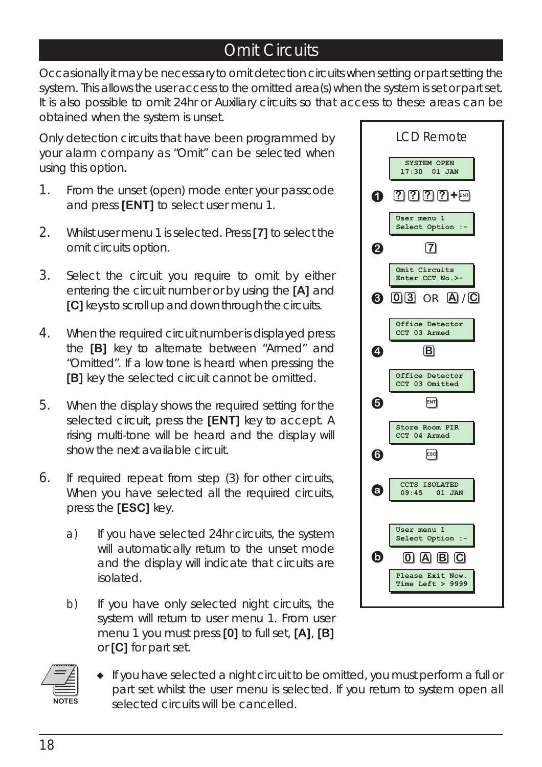# Omit Circuits

Occasionally it may be necessary to omit detection circuits when setting or part setting the system. This allows the user access to the omitted area(s) when the system is set or part set. It is also possible to omit 24hr or Auxiliary circuits so that access to these areas can be obtained when the system is unset.

Only detection circuits that have been programmed by your alarm company as "Omit" can be selected when using this option.

1. From the unset (open) mode enter your passcode and press **[ENT]** to select user menu 1.
2. Whilst user menu 1 is selected. Press **[7]** to select the omit circuits option.
3. Select the circuit you require to omit by either entering the circuit number or by using the **[A]** and **[C]** keys to scroll up and down through the circuits.
4. When the required circuit number is displayed press the **[B]** key to alternate between "Armed" and "Omitted". If a low tone is heard when pressing the **[B]** key the selected circuit cannot be omitted.
5. When the display shows the required setting for the selected circuit, press the **[ENT]** key to accept. A rising multi-tone will be heard and the display will show the next available circuit.
6. If required repeat from step (3) for other circuits, When you have selected all the required circuits, press the **[ESC]** key.
   a) If you have selected 24hr circuits, the system will automatically return to the unset mode and the display will indicate that circuits are isolated.
   b) If you have only selected night circuits, the system will return to user menu 1. From user menu 1 you must press **[0]** to full set, **[A]**, **[B]** or **[C]** for part set.

**LCD Remote**

```
SYSTEM OPEN
17:30  01 JAN
```
❶ ? ? ? ? + ENT
```
User menu 1
Select Option :-
```
❷ 7
```
Omit Circuits
Enter CCT No.>-
```
❸ 0 3 OR A / C
```
Office Detector
CCT 03 Armed
```
❹ B
```
Office Detector
CCT 03 Omitted
```
❺ ENT
```
Store Room PIR
CCT 04 Armed
```
❻ ESC

ⓐ
```
CCTS ISOLATED
09:45   01 JAN
```
```
User menu 1
Select Option :-
```
ⓑ 0 A B C
```
Please Exit Now.
Time Left > 9999
```

NOTES

- If you have selected a night circuit to be omitted, you must perform a full or part set whilst the user menu is selected. If you return to system open all selected circuits will be cancelled.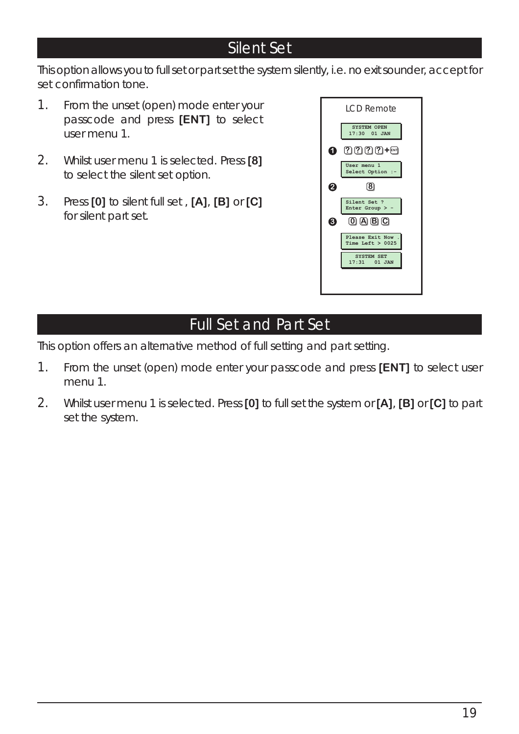## Silent Set

This option allows you to full set or part set the system silently, i.e. no exit sounder, accept for set confirmation tone.

1. From the unset (open) mode enter your passcode and press **[ENT]** to select user menu 1.
2. Whilst user menu 1 is selected. Press **[8]** to select the silent set option.
3. Press **[0]** to silent full set , **[A]**, **[B]** or **[C]** for silent part set.

LCD Remote

```
SYSTEM OPEN
17:30  01 JAN
```

1. ? ? ? ? + ENT

```
User menu 1
Select Option :-
```

2. 8

```
Silent Set ?
Enter Group > -
```

3. 0 A B C

```
Please Exit Now .
Time Left > 0025
```

```
SYSTEM SET
17:31   01 JAN
```

## Full Set and Part Set

This option offers an alternative method of full setting and part setting.

1. From the unset (open) mode enter your passcode and press **[ENT]** to select user menu 1.
2. Whilst user menu 1 is selected. Press **[0]** to full set the system or **[A]**, **[B]** or **[C]** to part set the system.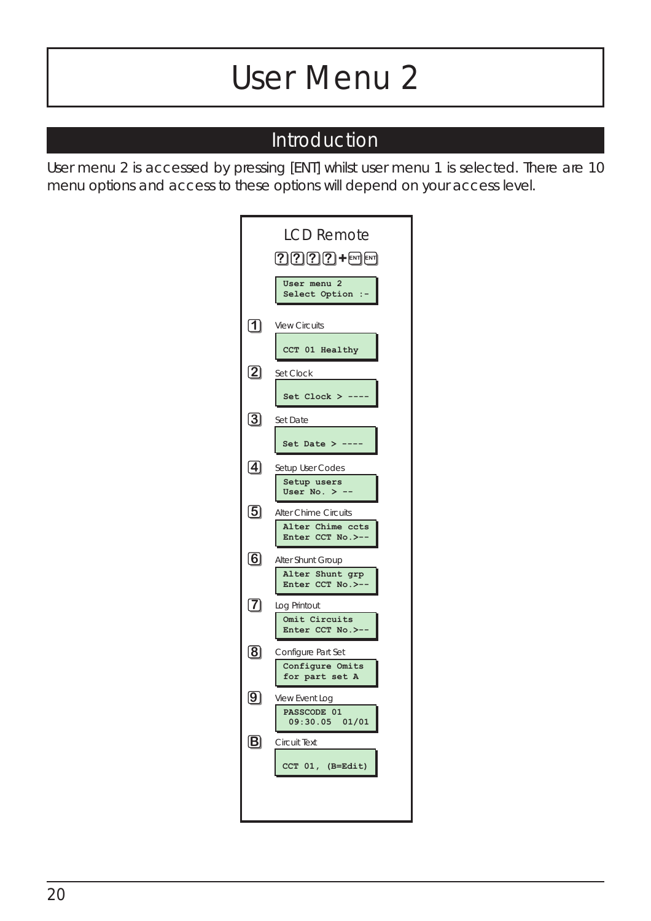# User Menu 2

## Introduction

User menu 2 is accessed by pressing [ENT] whilst user menu 1 is selected. There are 10 menu options and access to these options will depend on your access level.

**LCD Remote**

[?][?][?][?] + [ENT] [ENT]

```
User menu 2
Select Option :-
```

[1] View Circuits

```
CCT 01 Healthy
```

[2] Set Clock

```
Set Clock > ----
```

[3] Set Date

```
Set Date > ----
```

[4] Setup User Codes

```
Setup users
User No. > --
```

[5] Alter Chime Circuits

```
Alter Chime ccts
Enter CCT No.>--
```

[6] Alter Shunt Group

```
Alter Shunt grp
Enter CCT No.>--
```

[7] Log Printout

```
Omit Circuits
Enter CCT No.>--
```

[8] Configure Part Set

```
Configure Omits
for part set A
```

[9] View Event Log

```
PASSCODE 01
 09:30.05  01/01
```

[B] Circuit Text

```
CCT 01, (B=Edit)
```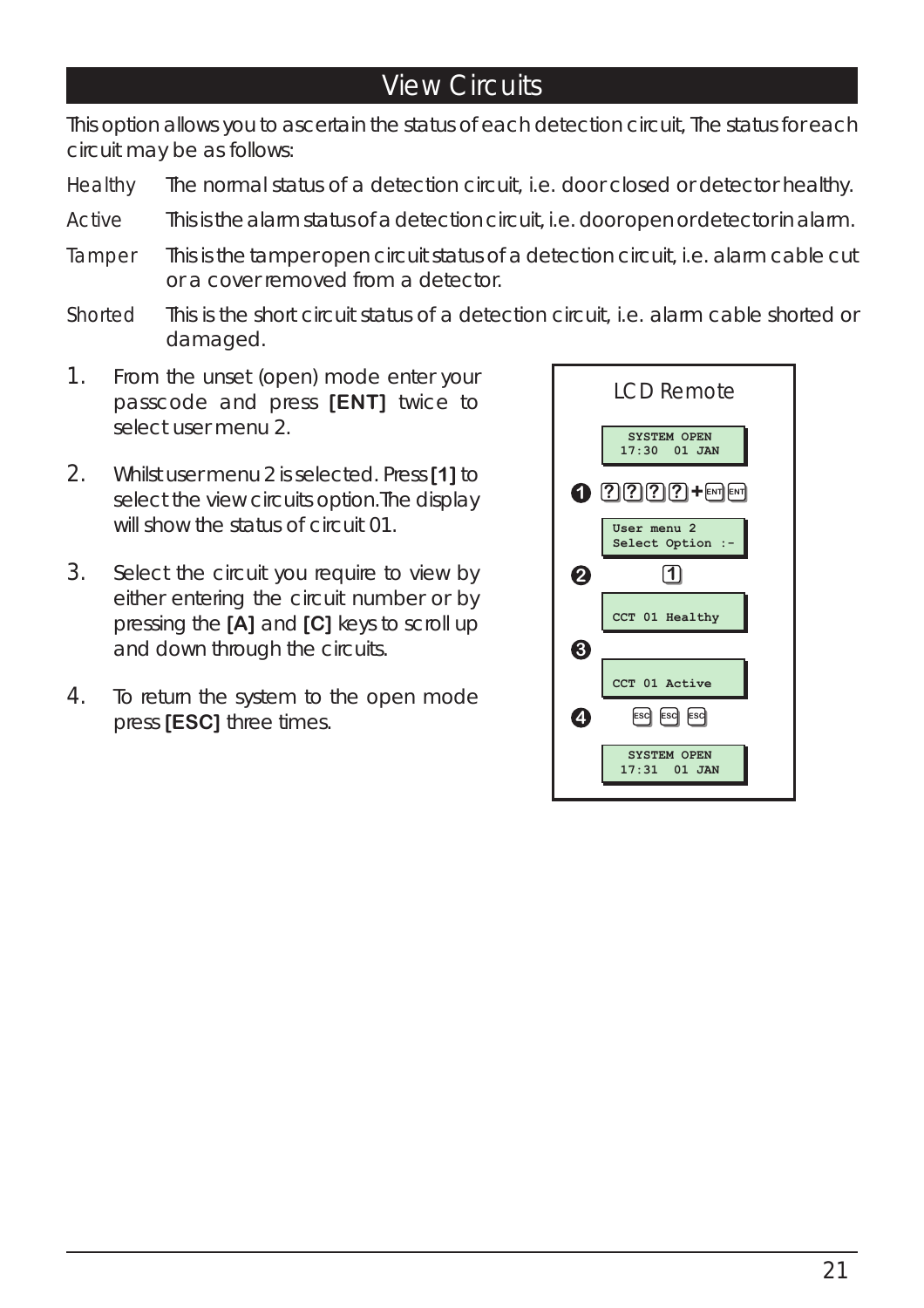# View Circuits

This option allows you to ascertain the status of each detection circuit, The status for each circuit may be as follows:

Healthy — The normal status of a detection circuit, i.e. door closed or detector healthy.

Active — This is the alarm status of a detection circuit, i.e. door open or detector in alarm.

Tamper — This is the tamper open circuit status of a detection circuit, i.e. alarm cable cut or a cover removed from a detector.

Shorted — This is the short circuit status of a detection circuit, i.e. alarm cable shorted or damaged.

1. From the unset (open) mode enter your passcode and press **[ENT]** twice to select user menu 2.
2. Whilst user menu 2 is selected. Press **[1]** to select the view circuits option.The display will show the status of circuit 01.
3. Select the circuit you require to view by either entering the circuit number or by pressing the **[A]** and **[C]** keys to scroll up and down through the circuits.
4. To return the system to the open mode press **[ESC]** three times.

LCD Remote

```
SYSTEM OPEN
17:30  01 JAN
```

❶ ? ? ? ? + ENT ENT

```
User menu 2
Select Option :-
```

❷ 1

```
CCT 01 Healthy
```

❸

```
CCT 01 Active
```

❹ ESC ESC ESC

```
SYSTEM OPEN
17:31  01 JAN
```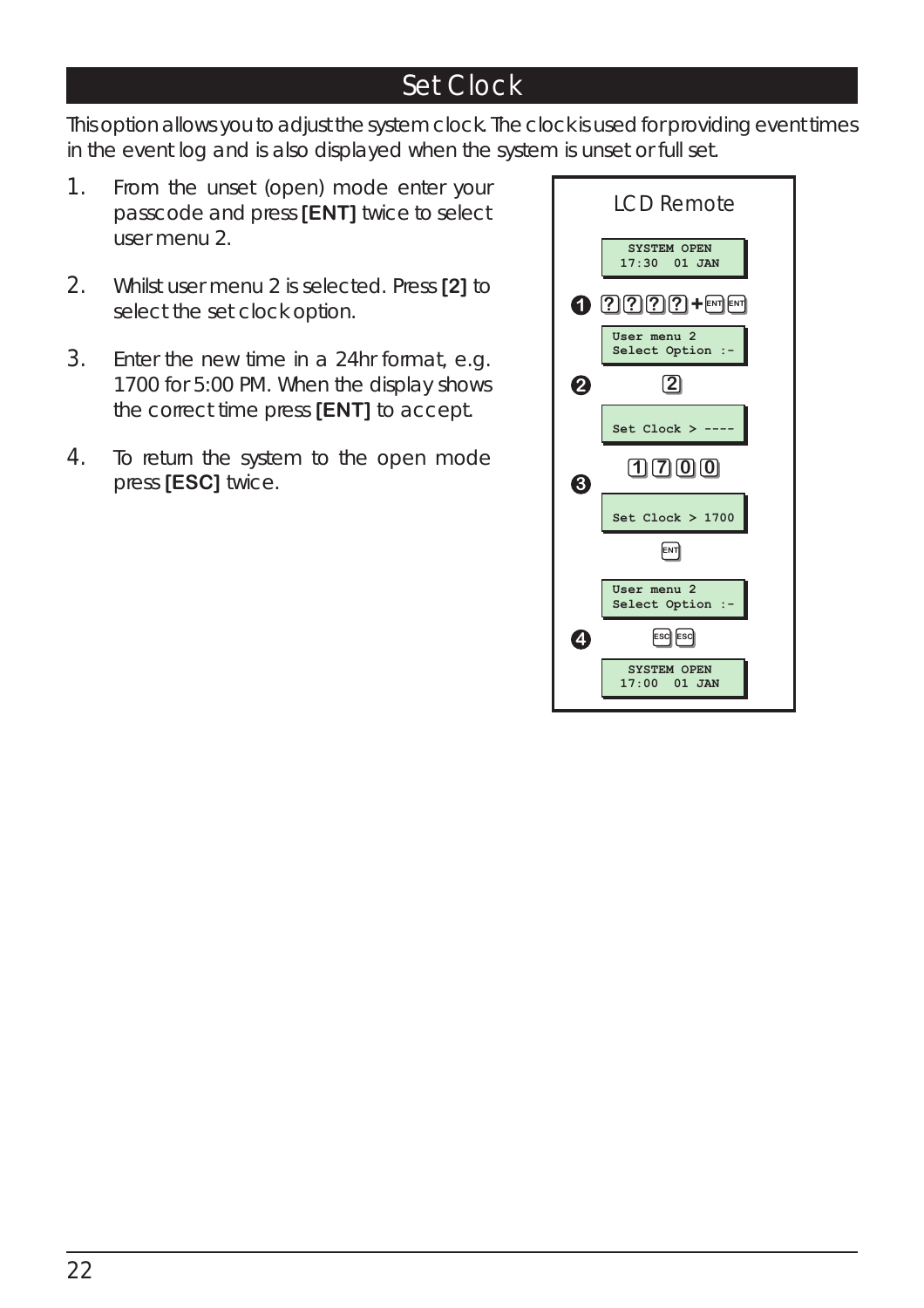# Set Clock

This option allows you to adjust the system clock. The clock is used for providing event times in the event log and is also displayed when the system is unset or full set.

1. From the unset (open) mode enter your passcode and press **[ENT]** twice to select user menu 2.
2. Whilst user menu 2 is selected. Press **[2]** to select the set clock option.
3. Enter the new time in a 24hr format, e.g. 1700 for 5:00 PM. When the display shows the correct time press **[ENT]** to accept.
4. To return the system to the open mode press **[ESC]** twice.

LCD Remote

```
SYSTEM OPEN
17:30  01 JAN
```

❶ ? ? ? ? + ENT ENT

```
User menu 2
Select Option :-
```

❷ 2

```
Set Clock > ----
```

❸ 1 7 0 0

```
Set Clock > 1700
```

ENT

```
User menu 2
Select Option :-
```

❹ ESC ESC

```
SYSTEM OPEN
17:00  01 JAN
```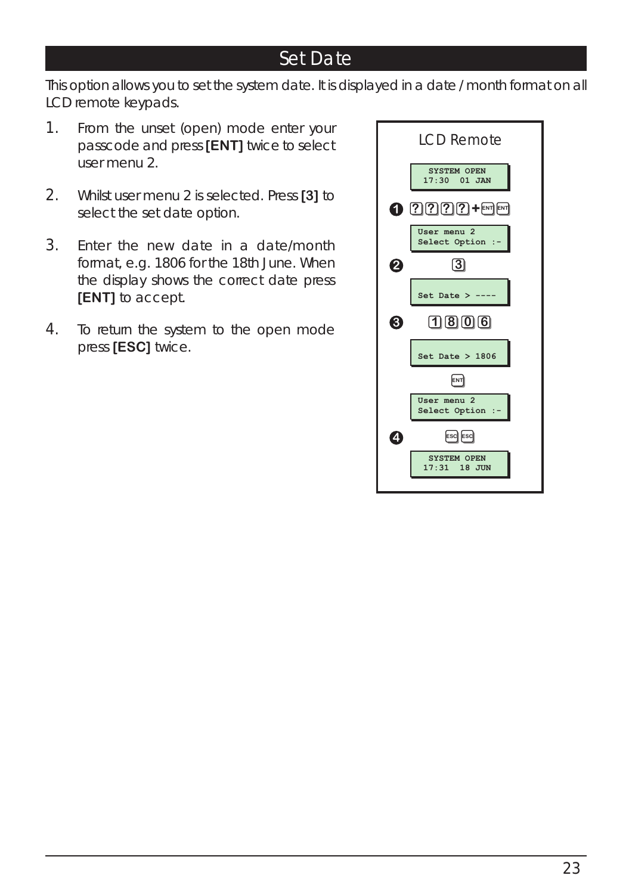# Set Date

This option allows you to set the system date. It is displayed in a date / month format on all LCD remote keypads.

1. From the unset (open) mode enter your passcode and press **[ENT]** twice to select user menu 2.

2. Whilst user menu 2 is selected. Press **[3]** to select the set date option.

3. Enter the new date in a date/month format, e.g. 1806 for the 18th June. When the display shows the correct date press **[ENT]** to accept.

4. To return the system to the open mode press **[ESC]** twice.

**LCD Remote**

```
SYSTEM OPEN
17:30  01 JAN
```

❶ ? ? ? ? + ENT ENT

```
User menu 2
Select Option :-
```

❷ 3

```
Set Date > ----
```

❸ 1 8 0 6

```
Set Date > 1806
```

ENT

```
User menu 2
Select Option :-
```

❹ ESC ESC

```
SYSTEM OPEN
17:31  18 JUN
```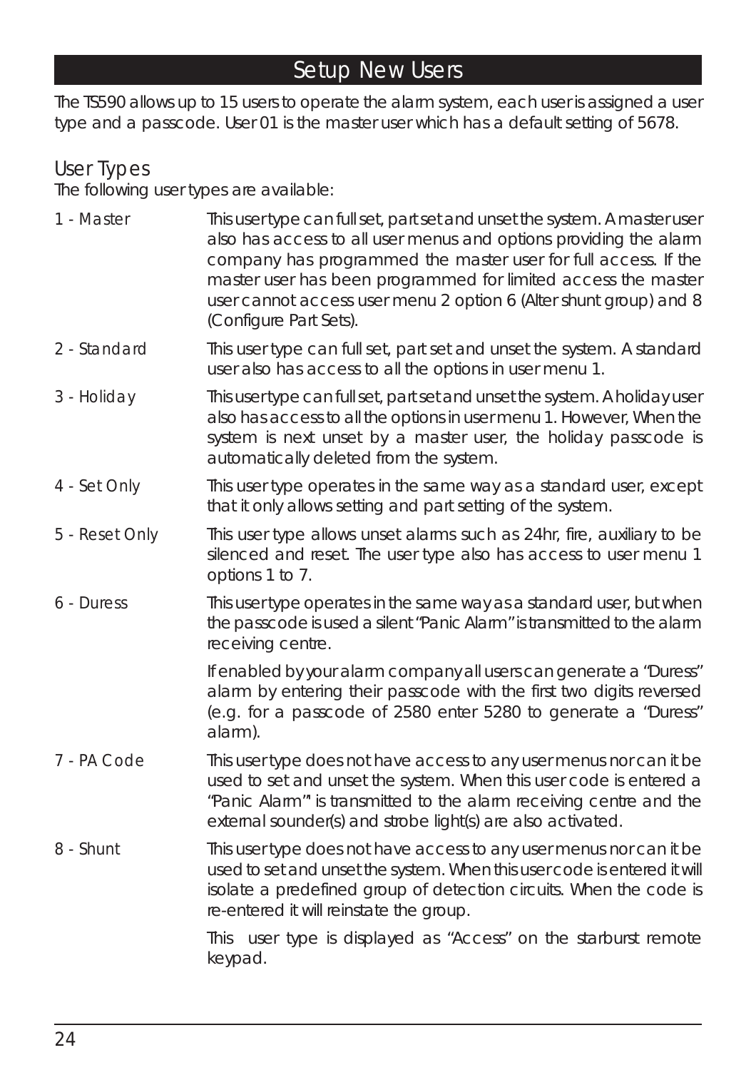# Setup New Users

The TS590 allows up to 15 users to operate the alarm system, each user is assigned a user type and a passcode. User 01 is the master user which has a default setting of 5678.

## User Types

The following user types are available:

**1 - Master** — This user type can full set, part set and unset the system. A master user also has access to all user menus and options providing the alarm company has programmed the master user for full access. If the master user has been programmed for limited access the master user cannot access user menu 2 option 6 (Alter shunt group) and 8 (Configure Part Sets).

**2 - Standard** — This user type can full set, part set and unset the system. A standard user also has access to all the options in user menu 1.

**3 - Holiday** — This user type can full set, part set and unset the system. A holiday user also has access to all the options in user menu 1. However, When the system is next unset by a master user, the holiday passcode is automatically deleted from the system.

**4 - Set Only** — This user type operates in the same way as a standard user, except that it only allows setting and part setting of the system.

**5 - Reset Only** — This user type allows unset alarms such as 24hr, fire, auxiliary to be silenced and reset. The user type also has access to user menu 1 options 1 to 7.

**6 - Duress** — This user type operates in the same way as a standard user, but when the passcode is used a silent "Panic Alarm" is transmitted to the alarm receiving centre.

If enabled by your alarm company all users can generate a "Duress" alarm by entering their passcode with the first two digits reversed (e.g. for a passcode of 2580 enter 5280 to generate a "Duress" alarm).

**7 - PA Code** — This user type does not have access to any user menus nor can it be used to set and unset the system. When this user code is entered a "Panic Alarm" is transmitted to the alarm receiving centre and the external sounder(s) and strobe light(s) are also activated.

**8 - Shunt** — This user type does not have access to any user menus nor can it be used to set and unset the system. When this user code is entered it will isolate a predefined group of detection circuits. When the code is re-entered it will reinstate the group.

This user type is displayed as "Access" on the starburst remote keypad.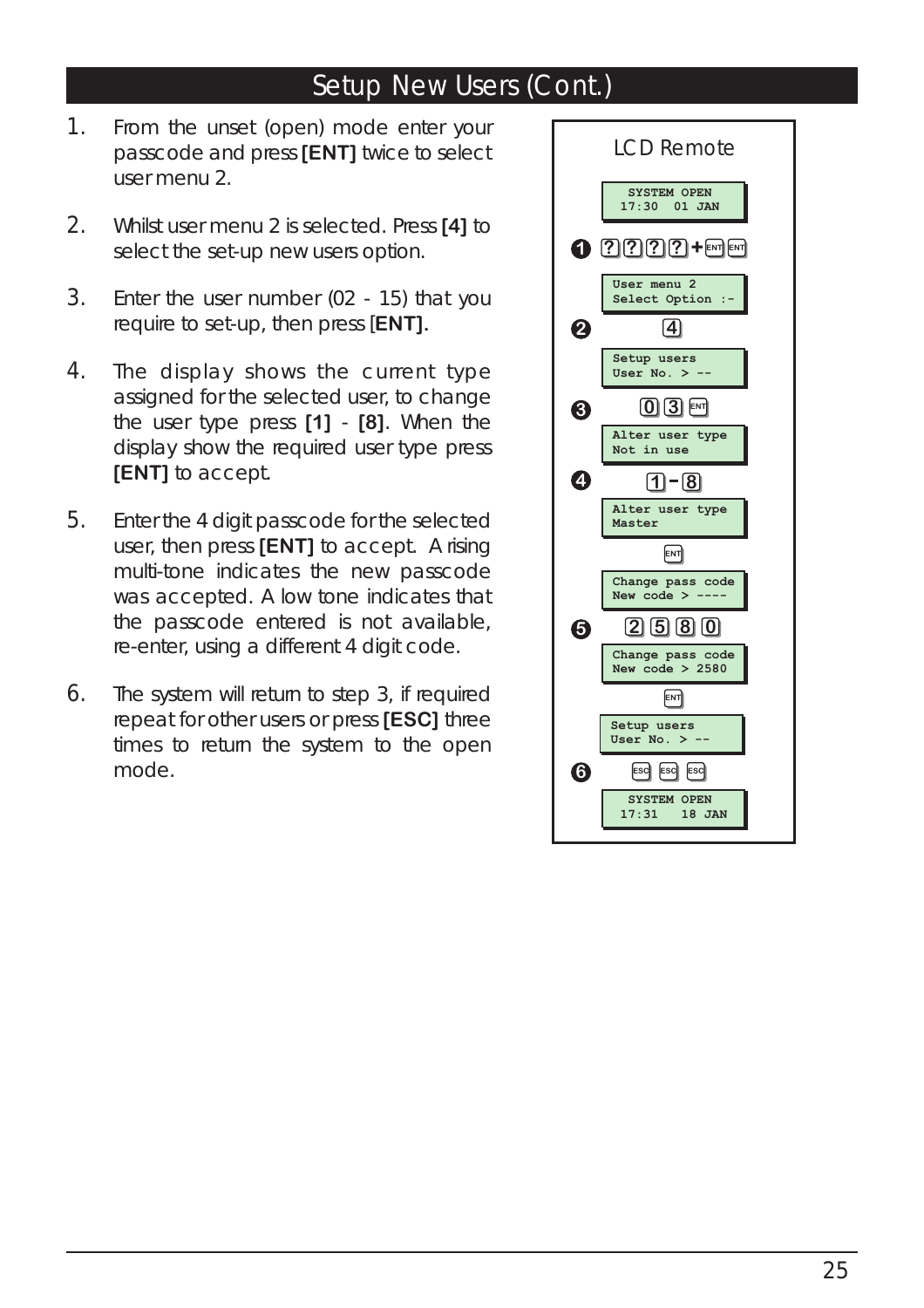# Setup New Users (Cont.)

1. From the unset (open) mode enter your passcode and press **[ENT]** twice to select user menu 2.

2. Whilst user menu 2 is selected. Press **[4]** to select the set-up new users option.

3. Enter the user number (02 - 15) that you require to set-up, then press **[ENT].**

4. The display shows the current type assigned for the selected user, to change the user type press **[1]** - **[8]**. When the display show the required user type press **[ENT]** to accept.

5. Enter the 4 digit passcode for the selected user, then press **[ENT]** to accept. A rising multi-tone indicates the new passcode was accepted. A low tone indicates that the passcode entered is not available, re-enter, using a different 4 digit code.

6. The system will return to step 3, if required repeat for other users or press **[ESC]** three times to return the system to the open mode.

LCD Remote

```
SYSTEM OPEN
17:30  01 JAN
```

1. [?][?][?][?] + [ENT][ENT]

```
User menu 2
Select Option :-
```

2. [4]

```
Setup users
User No. > --
```

3. [0][3][ENT]

```
Alter user type
Not in use
```

4. [1] - [8]

```
Alter user type
Master
```

[ENT]

```
Change pass code
New code > ----
```

5. [2][5][8][0]

```
Change pass code
New code > 2580
```

[ENT]

```
Setup users
User No. > --
```

6. [ESC][ESC][ESC]

```
SYSTEM OPEN
17:31  18 JAN
```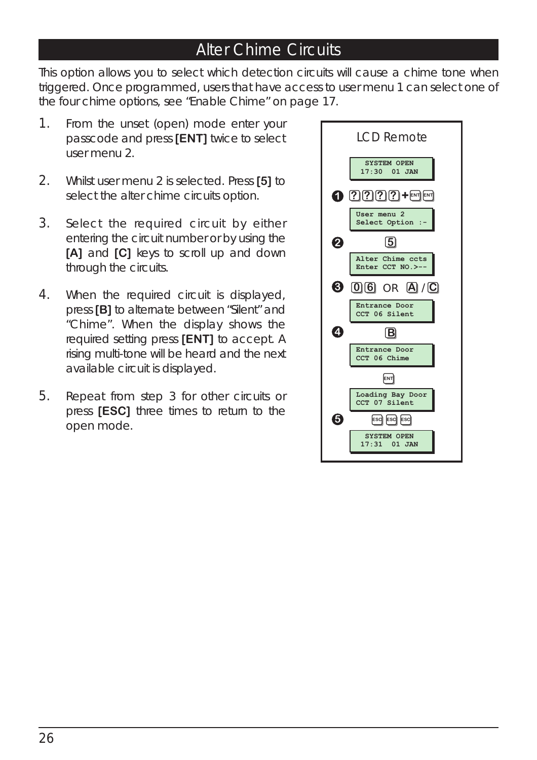# Alter Chime Circuits

This option allows you to select which detection circuits will cause a chime tone when triggered. Once programmed, users that have access to user menu 1 can select one of the four chime options, see "Enable Chime" on page 17.

1. From the unset (open) mode enter your passcode and press **[ENT]** twice to select user menu 2.
2. Whilst user menu 2 is selected. Press **[5]** to select the alter chime circuits option.
3. Select the required circuit by either entering the circuit number or by using the **[A]** and **[C]** keys to scroll up and down through the circuits.
4. When the required circuit is displayed, press **[B]** to alternate between "Silent" and "Chime". When the display shows the required setting press **[ENT]** to accept. A rising multi-tone will be heard and the next available circuit is displayed.
5. Repeat from step 3 for other circuits or press **[ESC]** three times to return to the open mode.

LCD Remote

```
SYSTEM OPEN
17:30  01 JAN
```

1. ? ? ? ? + ENT ENT

```
User menu 2
Select Option :-
```

2. 5

```
Alter Chime ccts
Enter CCT NO.>--
```

3. 0 6 OR A / C

```
Entrance Door
CCT 06 Silent
```

4. B

```
Entrance Door
CCT 06 Chime
```

ENT

```
Loading Bay Door
CCT 07 Silent
```

5. ESC ESC ESC

```
SYSTEM OPEN
17:31  01 JAN
```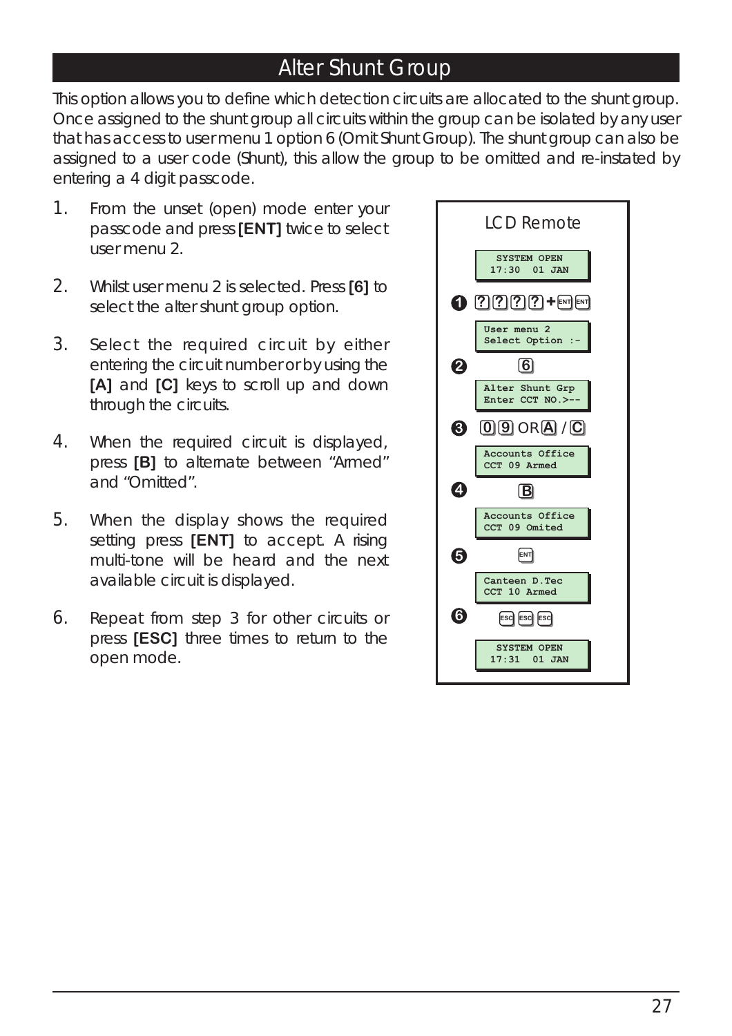# Alter Shunt Group

This option allows you to define which detection circuits are allocated to the shunt group. Once assigned to the shunt group all circuits within the group can be isolated by any user that has access to user menu 1 option 6 (Omit Shunt Group). The shunt group can also be assigned to a user code (Shunt), this allow the group to be omitted and re-instated by entering a 4 digit passcode.

1. From the unset (open) mode enter your passcode and press **[ENT]** twice to select user menu 2.
2. Whilst user menu 2 is selected. Press **[6]** to select the alter shunt group option.
3. Select the required circuit by either entering the circuit number or by using the **[A]** and **[C]** keys to scroll up and down through the circuits.
4. When the required circuit is displayed, press **[B]** to alternate between "Armed" and "Omitted".
5. When the display shows the required setting press **[ENT]** to accept. A rising multi-tone will be heard and the next available circuit is displayed.
6. Repeat from step 3 for other circuits or press **[ESC]** three times to return to the open mode.

**LCD Remote**

```
SYSTEM OPEN
17:30  01 JAN
```

❶ ? ? ? ? + ENT ENT

```
User menu 2
Select Option :-
```

❷ 6

```
Alter Shunt Grp
Enter CCT NO.>--
```

❸ 0 9 OR A / C

```
Accounts Office
CCT 09 Armed
```

❹ B

```
Accounts Office
CCT 09 Omited
```

❺ ENT

```
Canteen D.Tec
CCT 10 Armed
```

❻ ESC ESC ESC

```
SYSTEM OPEN
17:31  01 JAN
```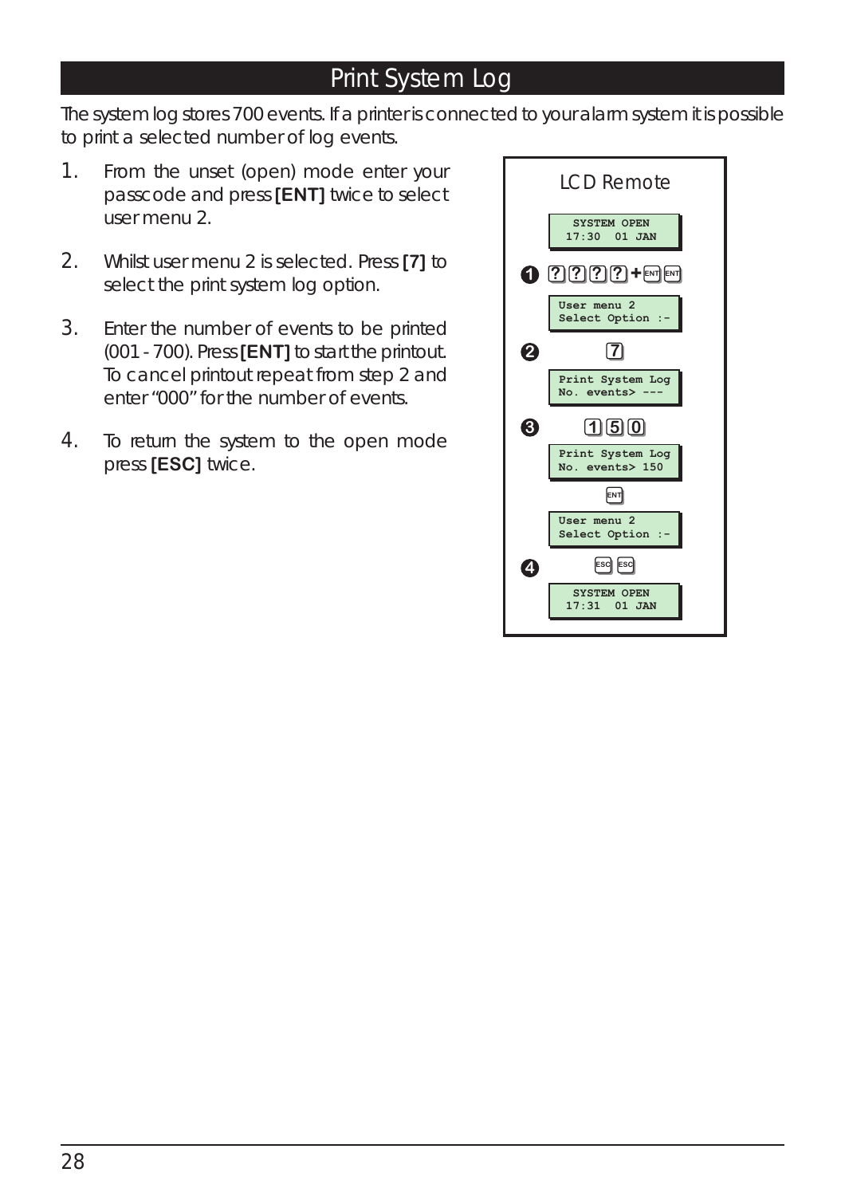# Print System Log

The system log stores 700 events. If a printer is connected to your alarm system it is possible to print a selected number of log events.

1. From the unset (open) mode enter your passcode and press **[ENT]** twice to select user menu 2.

2. Whilst user menu 2 is selected. Press **[7]** to select the print system log option.

3. Enter the number of events to be printed (001 - 700). Press **[ENT]** to start the printout. To cancel printout repeat from step 2 and enter "000" for the number of events.

4. To return the system to the open mode press **[ESC]** twice.

**LCD Remote**

```
SYSTEM OPEN
17:30  01 JAN
```

1. [?] [?] [?] [?] + [ENT] [ENT]

```
User menu 2
Select Option :-
```

2. [7]

```
Print System Log
No. events> ---
```

3. [1] [5] [0]

```
Print System Log
No. events> 150
```

[ENT]

```
User menu 2
Select Option :-
```

4. [ESC] [ESC]

```
SYSTEM OPEN
17:31  01 JAN
```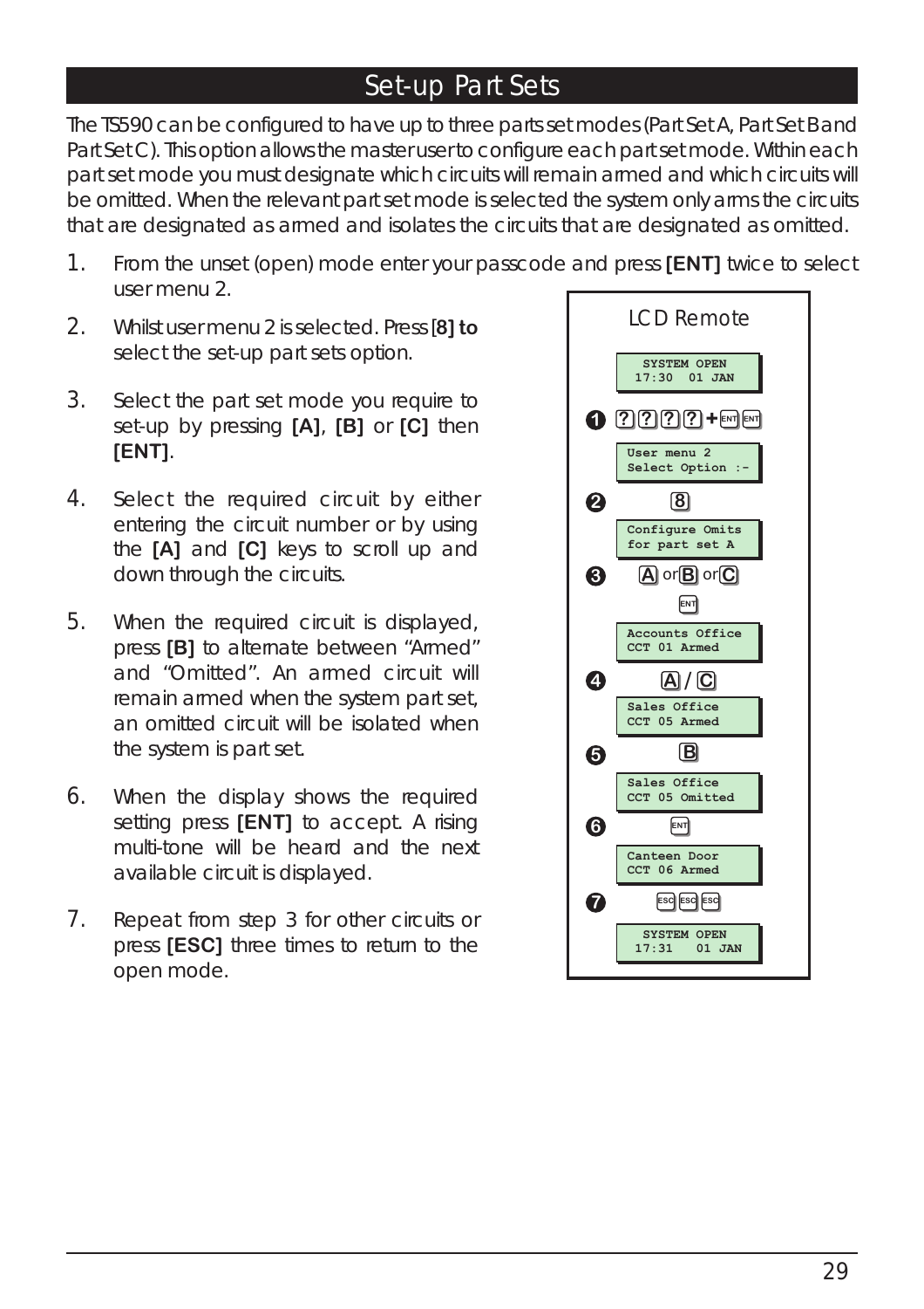# Set-up Part Sets

The TS590 can be configured to have up to three parts set modes (Part Set A, Part Set B and Part Set C). This option allows the master user to configure each part set mode. Within each part set mode you must designate which circuits will remain armed and which circuits will be omitted. When the relevant part set mode is selected the system only arms the circuits that are designated as armed and isolates the circuits that are designated as omitted.

1. From the unset (open) mode enter your passcode and press **[ENT]** twice to select user menu 2.
2. Whilst user menu 2 is selected. Press [**8] to** select the set-up part sets option.
3. Select the part set mode you require to set-up by pressing **[A]**, **[B]** or **[C]** then **[ENT]**.
4. Select the required circuit by either entering the circuit number or by using the **[A]** and **[C]** keys to scroll up and down through the circuits.
5. When the required circuit is displayed, press **[B]** to alternate between "Armed" and "Omitted". An armed circuit will remain armed when the system part set, an omitted circuit will be isolated when the system is part set.
6. When the display shows the required setting press **[ENT]** to accept. A rising multi-tone will be heard and the next available circuit is displayed.
7. Repeat from step 3 for other circuits or press **[ESC]** three times to return to the open mode.

**LCD Remote**

```
SYSTEM OPEN
17:30  01 JAN
```

1. [?][?][?][?] + [ENT] [ENT]

```
User menu 2
Select Option :-
```

2. [8]

```
Configure Omits
for part set A
```

3. [A] or [B] or [C] [ENT]

```
Accounts Office
CCT 01 Armed
```

4. [A] / [C]

```
Sales Office
CCT 05 Armed
```

5. [B]

```
Sales Office
CCT 05 Omitted
```

6. [ENT]

```
Canteen Door
CCT 06 Armed
```

7. [ESC] [ESC] [ESC]

```
SYSTEM OPEN
17:31   01 JAN
```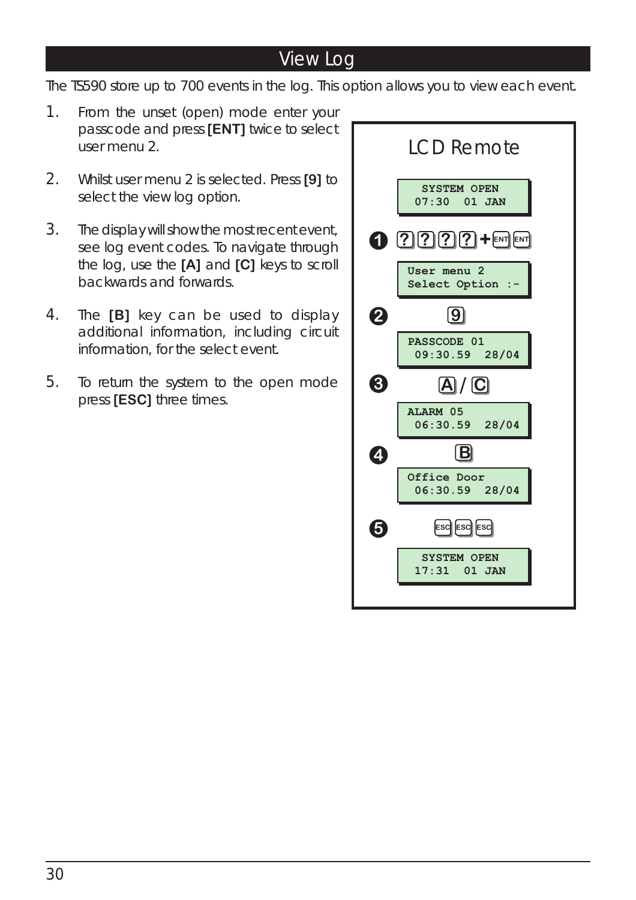# View Log

The TS590 store up to 700 events in the log. This option allows you to view each event.

1. From the unset (open) mode enter your passcode and press **[ENT]** twice to select user menu 2.
2. Whilst user menu 2 is selected. Press **[9]** to select the view log option.
3. The display will show the most recent event, see log event codes. To navigate through the log, use the **[A]** and **[C]** keys to scroll backwards and forwards.
4. The **[B]** key can be used to display additional information, including circuit information, for the select event.
5. To return the system to the open mode press **[ESC]** three times.

**LCD Remote**

```
SYSTEM OPEN
07:30  01 JAN
```

1. ? ? ? ? + ENT ENT

```
User menu 2
Select Option :-
```

2. 9

```
PASSCODE 01
09:30.59  28/04
```

3. A / C

```
ALARM 05
06:30.59  28/04
```

4. B

```
Office Door
06:30.59  28/04
```

5. ESC ESC ESC

```
SYSTEM OPEN
17:31  01 JAN
```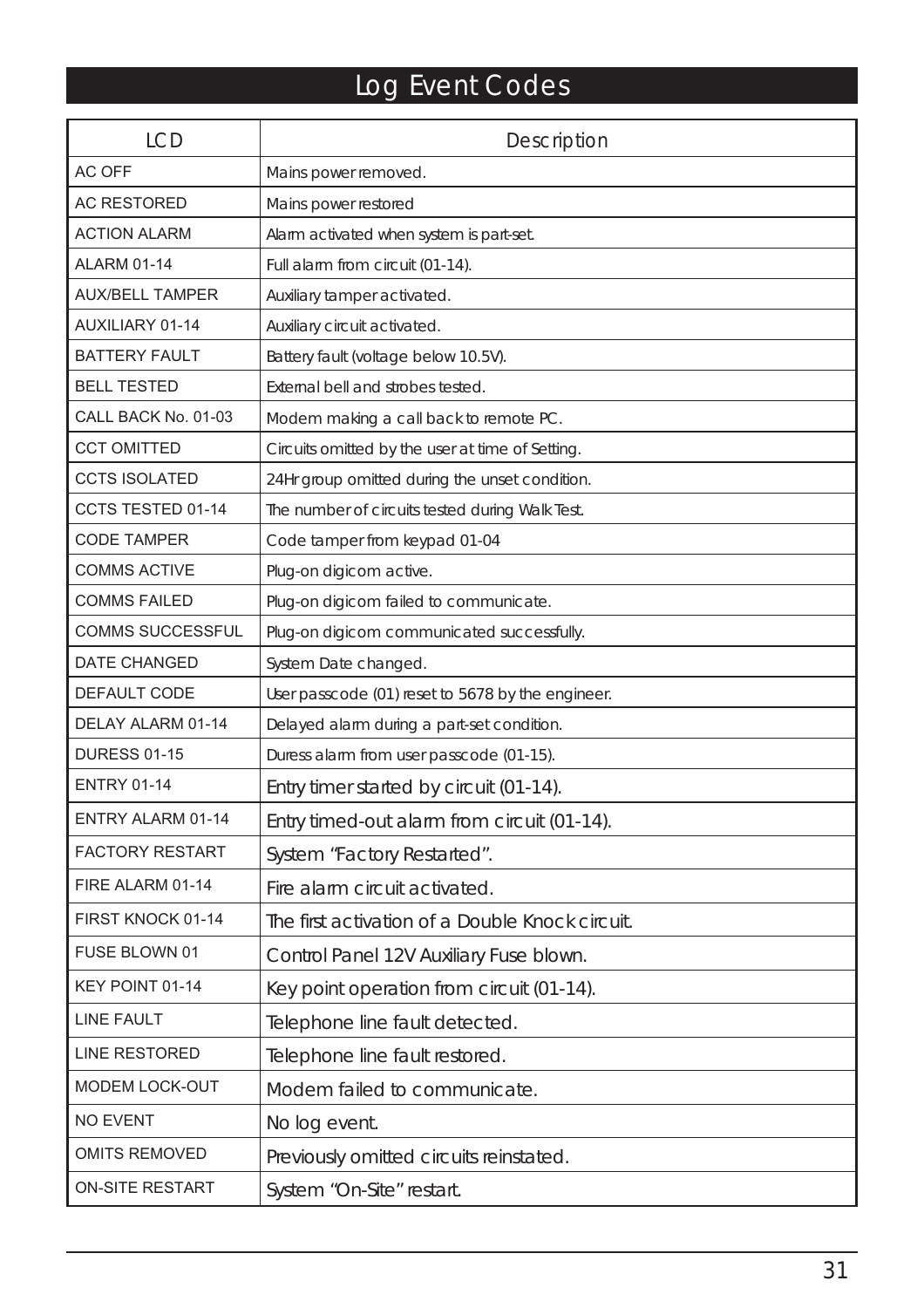# Log Event Codes

| LCD | Description |
|---|---|
| AC OFF | Mains power removed. |
| AC RESTORED | Mains power restored |
| ACTION ALARM | Alarm activated when system is part-set. |
| ALARM 01-14 | Full alarm from circuit (01-14). |
| AUX/BELL TAMPER | Auxiliary tamper activated. |
| AUXILIARY 01-14 | Auxiliary circuit activated. |
| BATTERY FAULT | Battery fault (voltage below 10.5V). |
| BELL TESTED | External bell and strobes tested. |
| CALL BACK No. 01-03 | Modem making a call back to remote PC. |
| CCT OMITTED | Circuits omitted by the user at time of Setting. |
| CCTS ISOLATED | 24Hr group omitted during the unset condition. |
| CCTS TESTED 01-14 | The number of circuits tested during Walk Test. |
| CODE TAMPER | Code tamper from keypad 01-04 |
| COMMS ACTIVE | Plug-on digicom active. |
| COMMS FAILED | Plug-on digicom failed to communicate. |
| COMMS SUCCESSFUL | Plug-on digicom communicated successfully. |
| DATE CHANGED | System Date changed. |
| DEFAULT CODE | User passcode (01) reset to 5678 by the engineer. |
| DELAY ALARM 01-14 | Delayed alarm during a part-set condition. |
| DURESS 01-15 | Duress alarm from user passcode (01-15). |
| ENTRY 01-14 | Entry timer started by circuit (01-14). |
| ENTRY ALARM 01-14 | Entry timed-out alarm from circuit (01-14). |
| FACTORY RESTART | System “Factory Restarted”. |
| FIRE ALARM 01-14 | Fire alarm circuit activated. |
| FIRST KNOCK 01-14 | The first activation of a Double Knock circuit. |
| FUSE BLOWN 01 | Control Panel 12V Auxiliary Fuse blown. |
| KEY POINT 01-14 | Key point operation from circuit (01-14). |
| LINE FAULT | Telephone line fault detected. |
| LINE RESTORED | Telephone line fault restored. |
| MODEM LOCK-OUT | Modem failed to communicate. |
| NO EVENT | No log event. |
| OMITS REMOVED | Previously omitted circuits reinstated. |
| ON-SITE RESTART | System “On-Site” restart. |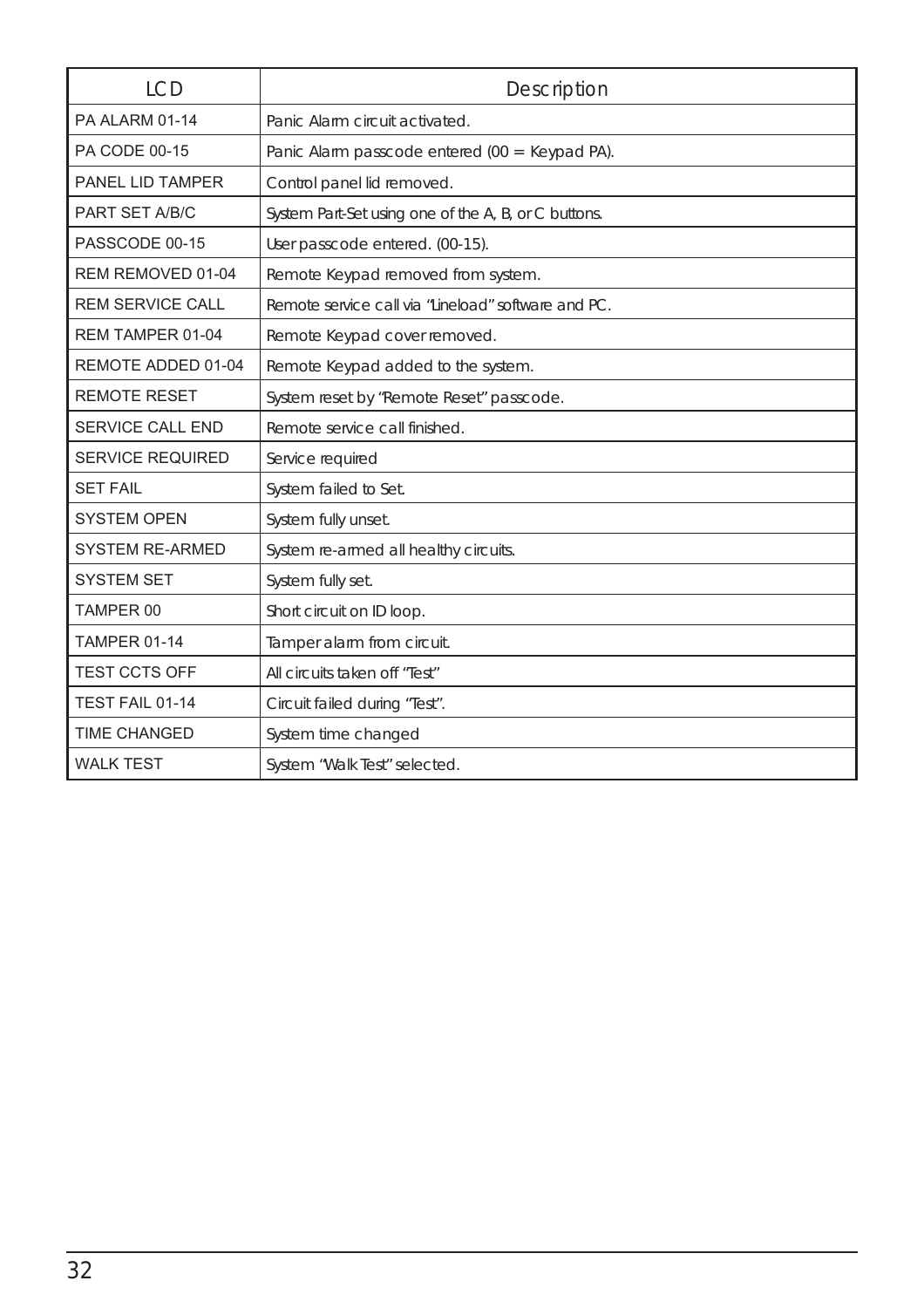| LCD | Description |
|---|---|
| PA ALARM 01-14 | Panic Alarm circuit activated. |
| PA CODE 00-15 | Panic Alarm passcode entered (00 = Keypad PA). |
| PANEL LID TAMPER | Control panel lid removed. |
| PART SET A/B/C | System Part-Set using one of the A, B, or C buttons. |
| PASSCODE 00-15 | User passcode entered. (00-15). |
| REM REMOVED 01-04 | Remote Keypad removed from system. |
| REM SERVICE CALL | Remote service call via "Lineload" software and PC. |
| REM TAMPER 01-04 | Remote Keypad cover removed. |
| REMOTE ADDED 01-04 | Remote Keypad added to the system. |
| REMOTE RESET | System reset by "Remote Reset" passcode. |
| SERVICE CALL END | Remote service call finished. |
| SERVICE REQUIRED | Service required |
| SET FAIL | System failed to Set. |
| SYSTEM OPEN | System fully unset. |
| SYSTEM RE-ARMED | System re-armed all healthy circuits. |
| SYSTEM SET | System fully set. |
| TAMPER 00 | Short circuit on ID loop. |
| TAMPER 01-14 | Tamper alarm from circuit. |
| TEST CCTS OFF | All circuits taken off "Test" |
| TEST FAIL 01-14 | Circuit failed during "Test". |
| TIME CHANGED | System time changed |
| WALK TEST | System "Walk Test" selected. |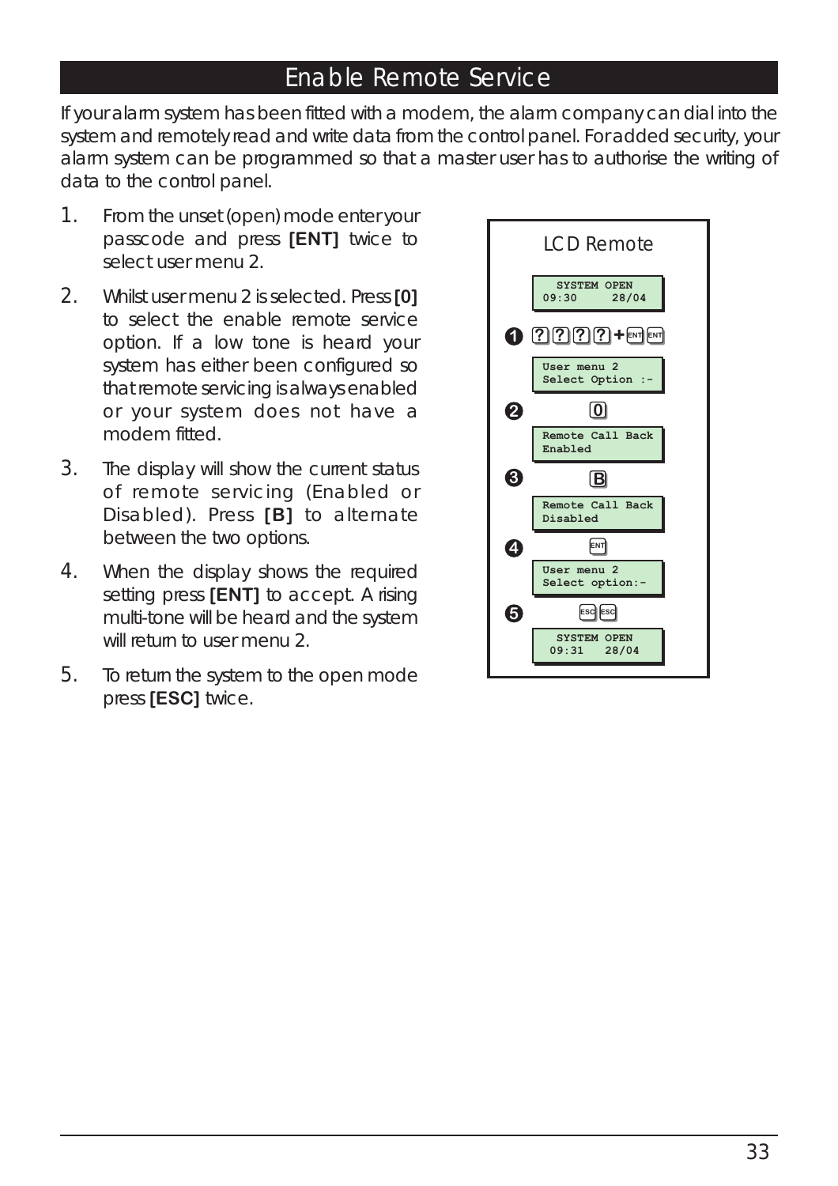# Enable Remote Service

If your alarm system has been fitted with a modem, the alarm company can dial into the system and remotely read and write data from the control panel. For added security, your alarm system can be programmed so that a master user has to authorise the writing of data to the control panel.

1. From the unset (open) mode enter your passcode and press **[ENT]** twice to select user menu 2.
2. Whilst user menu 2 is selected. Press **[0]** to select the enable remote service option. If a low tone is heard your system has either been configured so that remote servicing is always enabled or your system does not have a modem fitted.
3. The display will show the current status of remote servicing (Enabled or Disabled). Press **[B]** to alternate between the two options.
4. When the display shows the required setting press **[ENT]** to accept. A rising multi-tone will be heard and the system will return to user menu 2.
5. To return the system to the open mode press **[ESC]** twice.

**LCD Remote**

```
SYSTEM OPEN
09:30    28/04
```

❶ ? ? ? ? + ENT ENT

```
User menu 2
Select Option :-
```

❷ 0

```
Remote Call Back
Enabled
```

❸ B

```
Remote Call Back
Disabled
```

❹ ENT

```
User menu 2
Select option:-
```

❺ ESC ESC

```
SYSTEM OPEN
09:31   28/04
```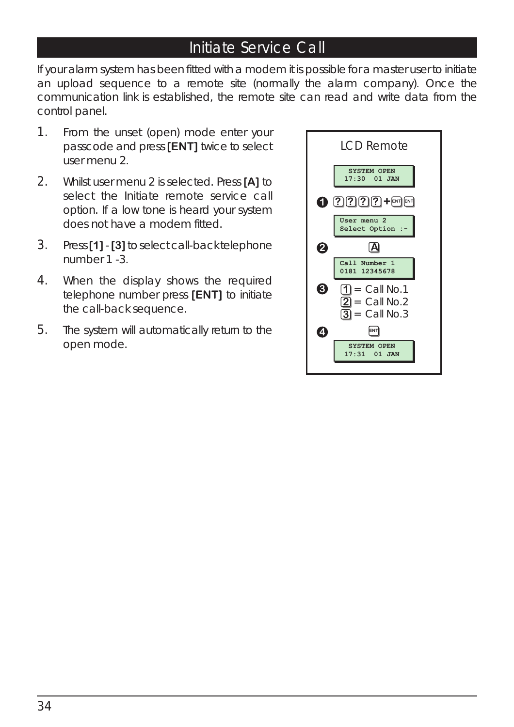# Initiate Service Call

If your alarm system has been fitted with a modem it is possible for a master user to initiate an upload sequence to a remote site (normally the alarm company). Once the communication link is established, the remote site can read and write data from the control panel.

1. From the unset (open) mode enter your passcode and press **[ENT]** twice to select user menu 2.
2. Whilst user menu 2 is selected. Press **[A]** to select the Initiate remote service call option. If a low tone is heard your system does not have a modem fitted.
3. Press **[1]** - **[3]** to select call-back telephone number 1 -3.
4. When the display shows the required telephone number press **[ENT]** to initiate the call-back sequence.
5. The system will automatically return to the open mode.

LCD Remote

```
SYSTEM OPEN
17:30  01 JAN
```

1. [?] [?] [?] [?] + [ENT] [ENT]

```
User menu 2
Select Option :-
```

2. [A]

```
Call Number 1
0181 12345678
```

3. [1] = Call No.1
   [2] = Call No.2
   [3] = Call No.3

4. [ENT]

```
SYSTEM OPEN
17:31  01 JAN
```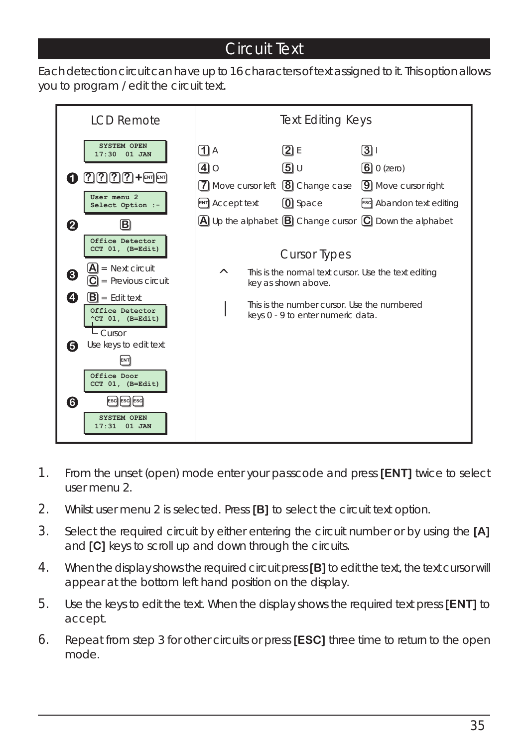# Circuit Text

Each detection circuit can have up to 16 characters of text assigned to it. This option allows you to program / edit the circuit text.

## LCD Remote

```
SYSTEM OPEN
17:30  01 JAN
```

1. [?][?][?][?] + [ENT][ENT]

```
User menu 2
Select Option :-
```

2. [B]

```
Office Detector
CCT 01, (B=Edit)
```

3. [A] = Next circuit
   [C] = Previous circuit

4. [B] = Edit text

```
Office Detector
^CT 01, (B=Edit)
```

└ Cursor

5. Use keys to edit text

[ENT]

```
Office Door
CCT 01, (B=Edit)
```

6. [ESC][ESC][ESC]

```
SYSTEM OPEN
17:31  01 JAN
```

## Text Editing Keys

| | | |
|---|---|---|
| [1] A | [2] E | [3] I |
| [4] O | [5] U | [6] 0 (zero) |
| [7] Move cursor left | [8] Change case | [9] Move cursor right |
| [ENT] Accept text | [0] Space | [ESC] Abandon text editing |
| [A] Up the alphabet | [B] Change cursor | [C] Down the alphabet |

## Cursor Types

^ This is the normal text cursor. Use the text editing key as shown above.

| This is the number cursor. Use the numbered keys 0 - 9 to enter numeric data.

1. From the unset (open) mode enter your passcode and press **[ENT]** twice to select user menu 2.
2. Whilst user menu 2 is selected. Press **[B]** to select the circuit text option.
3. Select the required circuit by either entering the circuit number or by using the **[A]** and **[C]** keys to scroll up and down through the circuits.
4. When the display shows the required circuit press **[B]** to edit the text, the text cursor will appear at the bottom left hand position on the display.
5. Use the keys to edit the text. When the display shows the required text press **[ENT]** to accept.
6. Repeat from step 3 for other circuits or press **[ESC]** three time to return to the open mode.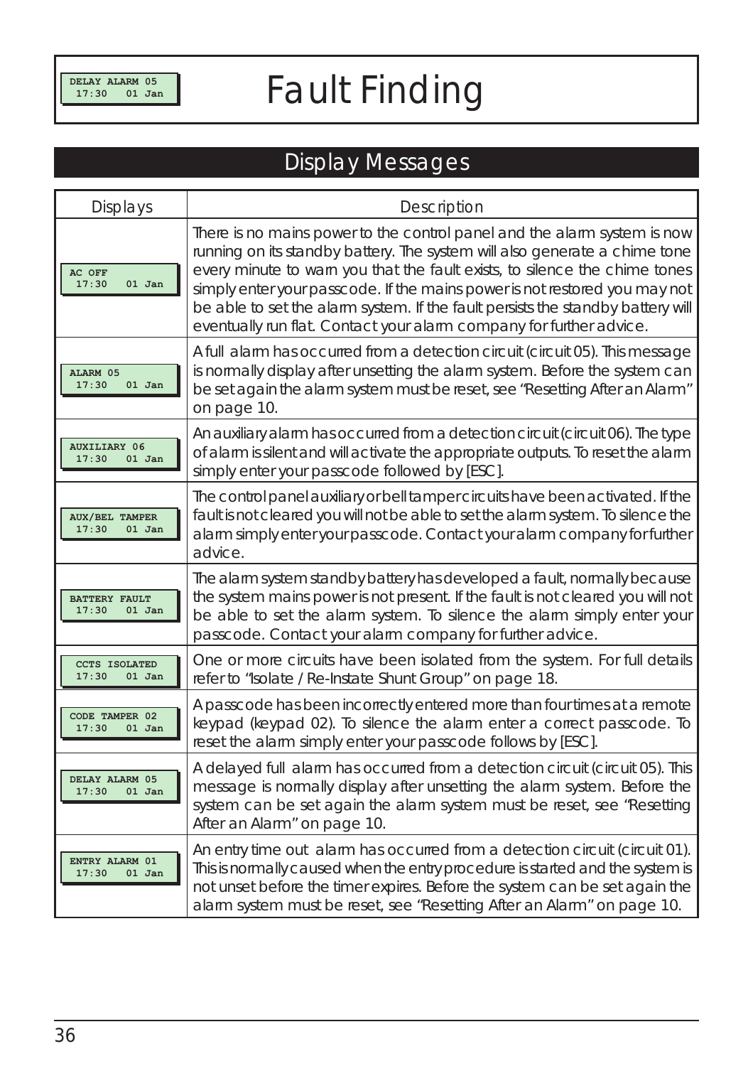# Fault Finding

## Display Messages

| Displays | Description |
|---|---|
| AC OFF 17:30 01 Jan | There is no mains power to the control panel and the alarm system is now running on its standby battery. The system will also generate a chime tone every minute to warn you that the fault exists, to silence the chime tones simply enter your passcode. If the mains power is not restored you may not be able to set the alarm system. If the fault persists the standby battery will eventually run flat. Contact your alarm company for further advice. |
| ALARM 05 17:30 01 Jan | A full alarm has occurred from a detection circuit (circuit 05). This message is normally display after unsetting the alarm system. Before the system can be set again the alarm system must be reset, see "Resetting After an Alarm" on page 10. |
| AUXILIARY 06 17:30 01 Jan | An auxiliary alarm has occurred from a detection circuit (circuit 06). The type of alarm is silent and will activate the appropriate outputs. To reset the alarm simply enter your passcode followed by [ESC]. |
| AUX/BEL TAMPER 17:30 01 Jan | The control panel auxiliary or bell tamper circuits have been activated. If the fault is not cleared you will not be able to set the alarm system. To silence the alarm simply enter your passcode. Contact your alarm company for further advice. |
| BATTERY FAULT 17:30 01 Jan | The alarm system standby battery has developed a fault, normally because the system mains power is not present. If the fault is not cleared you will not be able to set the alarm system. To silence the alarm simply enter your passcode. Contact your alarm company for further advice. |
| CCTS ISOLATED 17:30 01 Jan | One or more circuits have been isolated from the system. For full details refer to "Isolate / Re-Instate Shunt Group" on page 18. |
| CODE TAMPER 02 17:30 01 Jan | A passcode has been incorrectly entered more than four times at a remote keypad (keypad 02). To silence the alarm enter a correct passcode. To reset the alarm simply enter your passcode follows by [ESC]. |
| DELAY ALARM 05 17:30 01 Jan | A delayed full alarm has occurred from a detection circuit (circuit 05). This message is normally display after unsetting the alarm system. Before the system can be set again the alarm system must be reset, see "Resetting After an Alarm" on page 10. |
| ENTRY ALARM 01 17:30 01 Jan | An entry time out alarm has occurred from a detection circuit (circuit 01). This is normally caused when the entry procedure is started and the system is not unset before the timer expires. Before the system can be set again the alarm system must be reset, see "Resetting After an Alarm" on page 10. |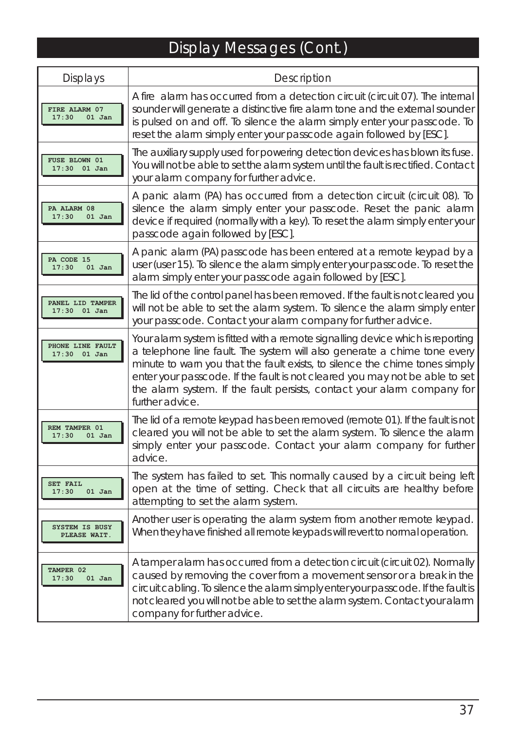# Display Messages (Cont.)

| Displays | Description |
|---|---|
| FIRE ALARM 07<br>17:30 01 Jan | A fire alarm has occurred from a detection circuit (circuit 07). The internal sounder will generate a distinctive fire alarm tone and the external sounder is pulsed on and off. To silence the alarm simply enter your passcode. To reset the alarm simply enter your passcode again followed by [ESC]. |
| FUSE BLOWN 01<br>17:30 01 Jan | The auxiliary supply used for powering detection devices has blown its fuse. You will not be able to set the alarm system until the fault is rectified. Contact your alarm company for further advice. |
| PA ALARM 08<br>17:30 01 Jan | A panic alarm (PA) has occurred from a detection circuit (circuit 08). To silence the alarm simply enter your passcode. Reset the panic alarm device if required (normally with a key). To reset the alarm simply enter your passcode again followed by [ESC]. |
| PA CODE 15<br>17:30 01 Jan | A panic alarm (PA) passcode has been entered at a remote keypad by a user (user 15). To silence the alarm simply enter your passcode. To reset the alarm simply enter your passcode again followed by [ESC]. |
| PANEL LID TAMPER<br>17:30 01 Jan | The lid of the control panel has been removed. If the fault is not cleared you will not be able to set the alarm system. To silence the alarm simply enter your passcode. Contact your alarm company for further advice. |
| PHONE LINE FAULT<br>17:30 01 Jan | Your alarm system is fitted with a remote signalling device which is reporting a telephone line fault. The system will also generate a chime tone every minute to warn you that the fault exists, to silence the chime tones simply enter your passcode. If the fault is not cleared you may not be able to set the alarm system. If the fault persists, contact your alarm company for further advice. |
| REM TAMPER 01<br>17:30 01 Jan | The lid of a remote keypad has been removed (remote 01). If the fault is not cleared you will not be able to set the alarm system. To silence the alarm simply enter your passcode. Contact your alarm company for further advice. |
| SET FAIL<br>17:30 01 Jan | The system has failed to set. This normally caused by a circuit being left open at the time of setting. Check that all circuits are healthy before attempting to set the alarm system. |
| SYSTEM IS BUSY<br>PLEASE WAIT. | Another user is operating the alarm system from another remote keypad. When they have finished all remote keypads will revert to normal operation. |
| TAMPER 02<br>17:30 01 Jan | A tamper alarm has occurred from a detection circuit (circuit 02). Normally caused by removing the cover from a movement sensor or a break in the circuit cabling. To silence the alarm simply enter your passcode. If the fault is not cleared you will not be able to set the alarm system. Contact your alarm company for further advice. |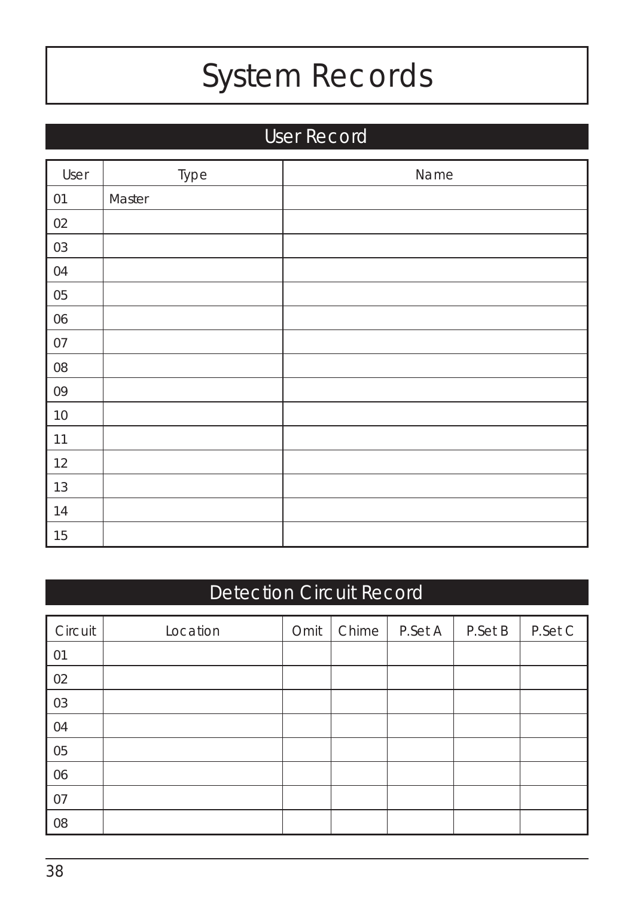# System Records

## User Record

| User | Type | Name |
|---|---|---|
| 01 | Master | |
| 02 | | |
| 03 | | |
| 04 | | |
| 05 | | |
| 06 | | |
| 07 | | |
| 08 | | |
| 09 | | |
| 10 | | |
| 11 | | |
| 12 | | |
| 13 | | |
| 14 | | |
| 15 | | |

## Detection Circuit Record

| Circuit | Location | Omit | Chime | P.Set A | P.Set B | P.Set C |
|---|---|---|---|---|---|---|
| 01 | | | | | | |
| 02 | | | | | | |
| 03 | | | | | | |
| 04 | | | | | | |
| 05 | | | | | | |
| 06 | | | | | | |
| 07 | | | | | | |
| 08 | | | | | | |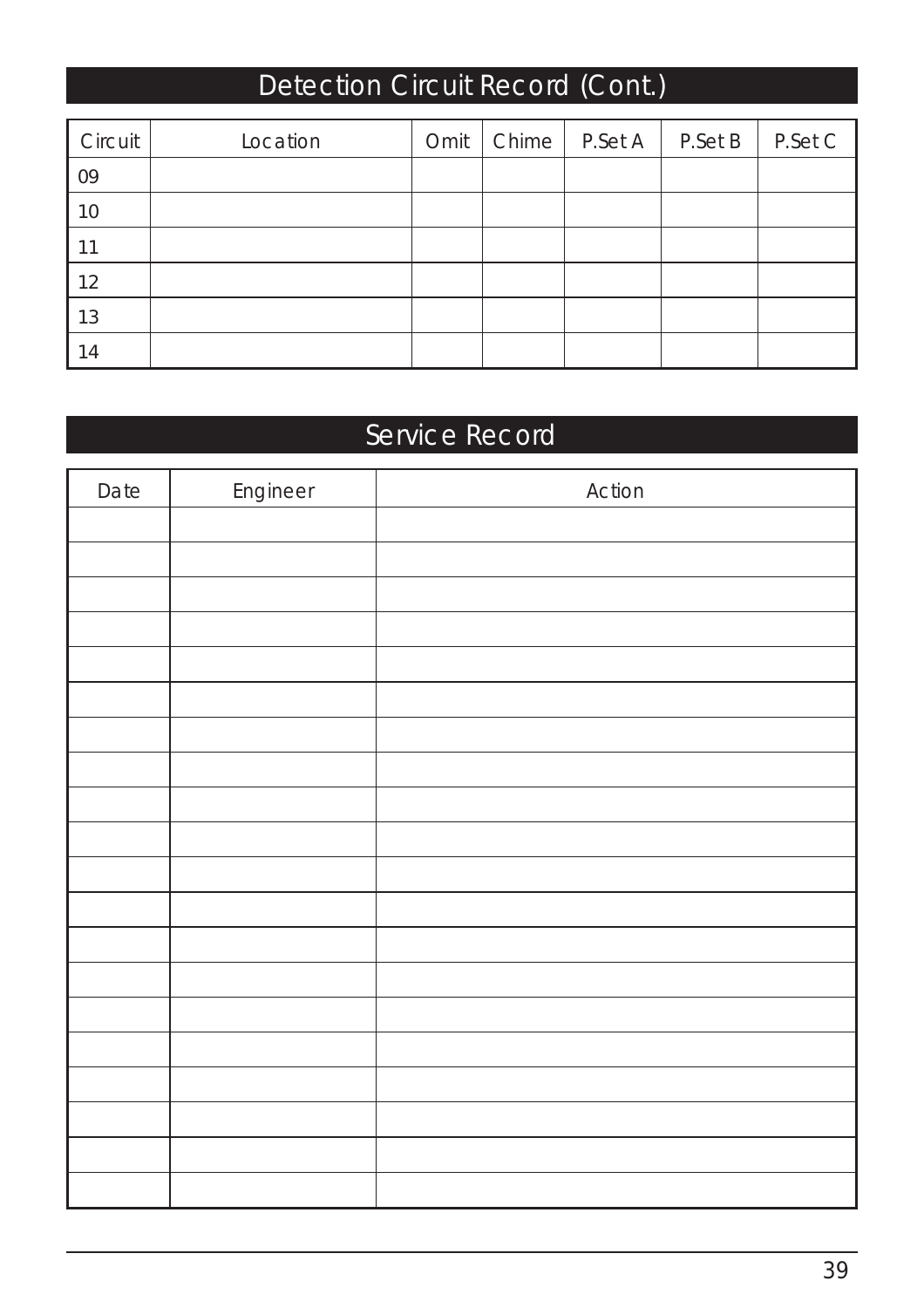## Detection Circuit Record (Cont.)

| Circuit | Location | Omit | Chime | P.Set A | P.Set B | P.Set C |
|---|---|---|---|---|---|---|
| 09 | | | | | | |
| 10 | | | | | | |
| 11 | | | | | | |
| 12 | | | | | | |
| 13 | | | | | | |
| 14 | | | | | | |

## Service Record

| Date | Engineer | Action |
|---|---|---|
| | | |
| | | |
| | | |
| | | |
| | | |
| | | |
| | | |
| | | |
| | | |
| | | |
| | | |
| | | |
| | | |
| | | |
| | | |
| | | |
| | | |
| | | |
| | | |
| | | |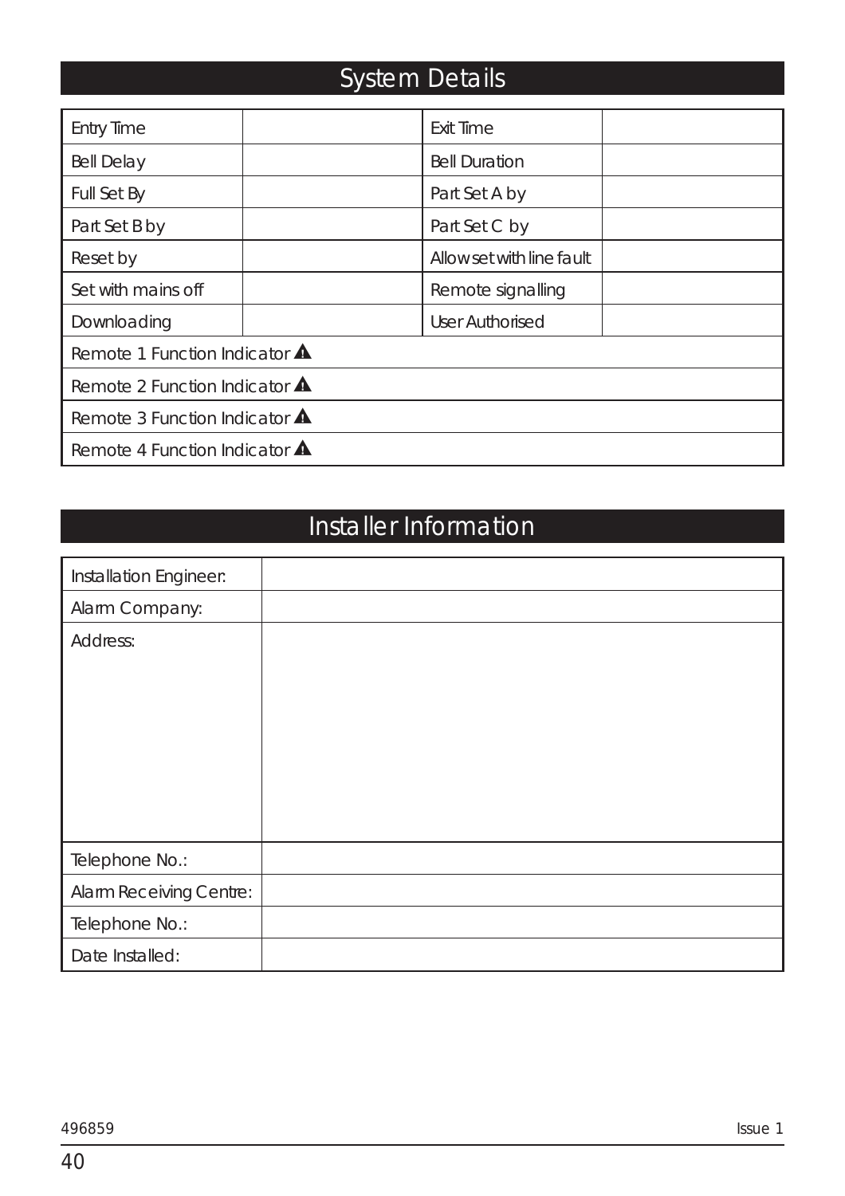## System Details

| | | | |
|---|---|---|---|
| Entry Time | | Exit Time | |
| Bell Delay | | Bell Duration | |
| Full Set By | | Part Set A by | |
| Part Set B by | | Part Set C by | |
| Reset by | | Allow set with line fault | |
| Set with mains off | | Remote signalling | |
| Downloading | | User Authorised | |
| Remote 1 Function Indicator ⚠ | | | |
| Remote 2 Function Indicator ⚠ | | | |
| Remote 3 Function Indicator ⚠ | | | |
| Remote 4 Function Indicator ⚠ | | | |

## Installer Information

| | |
|---|---|
| Installation Engineer: | |
| Alarm Company: | |
| Address: | |
| Telephone No.: | |
| Alarm Receiving Centre: | |
| Telephone No.: | |
| Date Installed: | |

496859 Issue 1